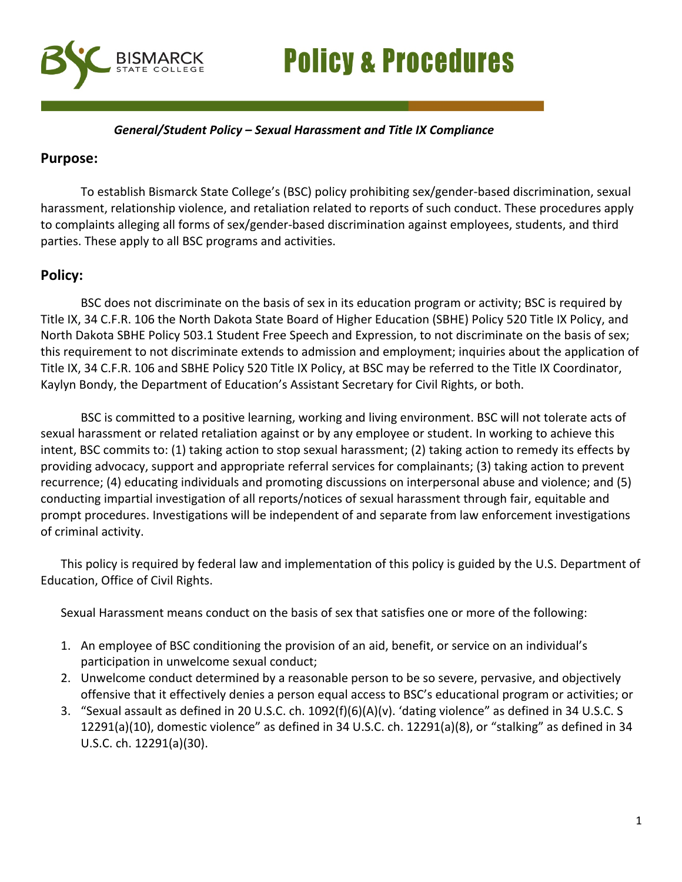# Policy & Procedures

***General/Student Policy – Sexual Harassment and Title IX Compliance***

## Purpose:

To establish Bismarck State College's (BSC) policy prohibiting sex/gender-based discrimination, sexual harassment, relationship violence, and retaliation related to reports of such conduct. These procedures apply to complaints alleging all forms of sex/gender-based discrimination against employees, students, and third parties. These apply to all BSC programs and activities.

## Policy:

BSC does not discriminate on the basis of sex in its education program or activity; BSC is required by Title IX, 34 C.F.R. 106 the North Dakota State Board of Higher Education (SBHE) Policy 520 Title IX Policy, and North Dakota SBHE Policy 503.1 Student Free Speech and Expression, to not discriminate on the basis of sex; this requirement to not discriminate extends to admission and employment; inquiries about the application of Title IX, 34 C.F.R. 106 and SBHE Policy 520 Title IX Policy, at BSC may be referred to the Title IX Coordinator, Kaylyn Bondy, the Department of Education's Assistant Secretary for Civil Rights, or both.

BSC is committed to a positive learning, working and living environment. BSC will not tolerate acts of sexual harassment or related retaliation against or by any employee or student. In working to achieve this intent, BSC commits to: (1) taking action to stop sexual harassment; (2) taking action to remedy its effects by providing advocacy, support and appropriate referral services for complainants; (3) taking action to prevent recurrence; (4) educating individuals and promoting discussions on interpersonal abuse and violence; and (5) conducting impartial investigation of all reports/notices of sexual harassment through fair, equitable and prompt procedures. Investigations will be independent of and separate from law enforcement investigations of criminal activity.

This policy is required by federal law and implementation of this policy is guided by the U.S. Department of Education, Office of Civil Rights.

Sexual Harassment means conduct on the basis of sex that satisfies one or more of the following:

1. An employee of BSC conditioning the provision of an aid, benefit, or service on an individual's participation in unwelcome sexual conduct;
2. Unwelcome conduct determined by a reasonable person to be so severe, pervasive, and objectively offensive that it effectively denies a person equal access to BSC's educational program or activities; or
3. "Sexual assault as defined in 20 U.S.C. ch. 1092(f)(6)(A)(v). 'dating violence" as defined in 34 U.S.C. S 12291(a)(10), domestic violence" as defined in 34 U.S.C. ch. 12291(a)(8), or "stalking" as defined in 34 U.S.C. ch. 12291(a)(30).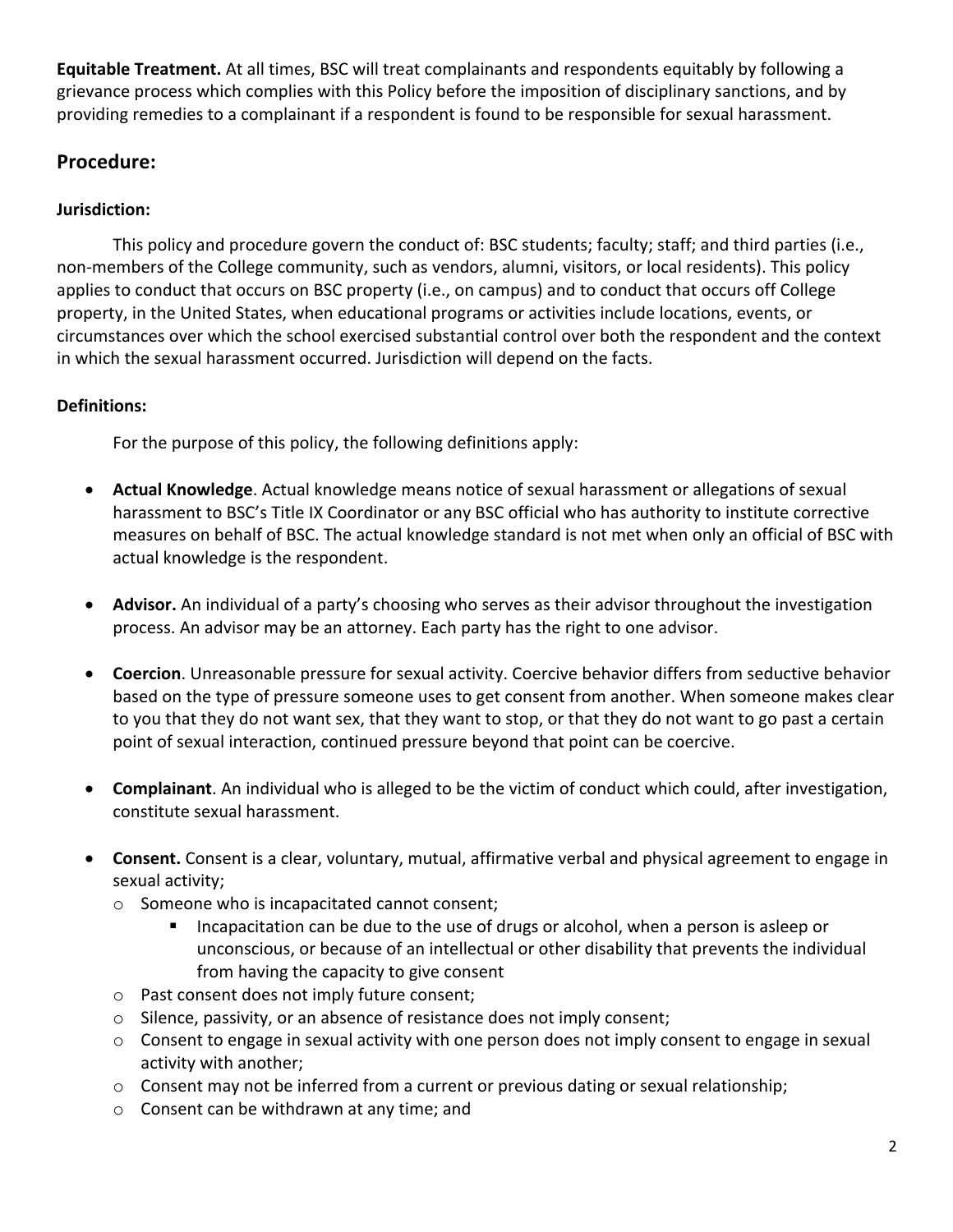**Equitable Treatment.** At all times, BSC will treat complainants and respondents equitably by following a grievance process which complies with this Policy before the imposition of disciplinary sanctions, and by providing remedies to a complainant if a respondent is found to be responsible for sexual harassment.

## Procedure:

### Jurisdiction:

This policy and procedure govern the conduct of: BSC students; faculty; staff; and third parties (i.e., non-members of the College community, such as vendors, alumni, visitors, or local residents). This policy applies to conduct that occurs on BSC property (i.e., on campus) and to conduct that occurs off College property, in the United States, when educational programs or activities include locations, events, or circumstances over which the school exercised substantial control over both the respondent and the context in which the sexual harassment occurred. Jurisdiction will depend on the facts.

### Definitions:

For the purpose of this policy, the following definitions apply:

- **Actual Knowledge**. Actual knowledge means notice of sexual harassment or allegations of sexual harassment to BSC's Title IX Coordinator or any BSC official who has authority to institute corrective measures on behalf of BSC. The actual knowledge standard is not met when only an official of BSC with actual knowledge is the respondent.

- **Advisor.** An individual of a party's choosing who serves as their advisor throughout the investigation process. An advisor may be an attorney. Each party has the right to one advisor.

- **Coercion**. Unreasonable pressure for sexual activity. Coercive behavior differs from seductive behavior based on the type of pressure someone uses to get consent from another. When someone makes clear to you that they do not want sex, that they want to stop, or that they do not want to go past a certain point of sexual interaction, continued pressure beyond that point can be coercive.

- **Complainant**. An individual who is alleged to be the victim of conduct which could, after investigation, constitute sexual harassment.

- **Consent.** Consent is a clear, voluntary, mutual, affirmative verbal and physical agreement to engage in sexual activity;
  - Someone who is incapacitated cannot consent;
    - Incapacitation can be due to the use of drugs or alcohol, when a person is asleep or unconscious, or because of an intellectual or other disability that prevents the individual from having the capacity to give consent
  - Past consent does not imply future consent;
  - Silence, passivity, or an absence of resistance does not imply consent;
  - Consent to engage in sexual activity with one person does not imply consent to engage in sexual activity with another;
  - Consent may not be inferred from a current or previous dating or sexual relationship;
  - Consent can be withdrawn at any time; and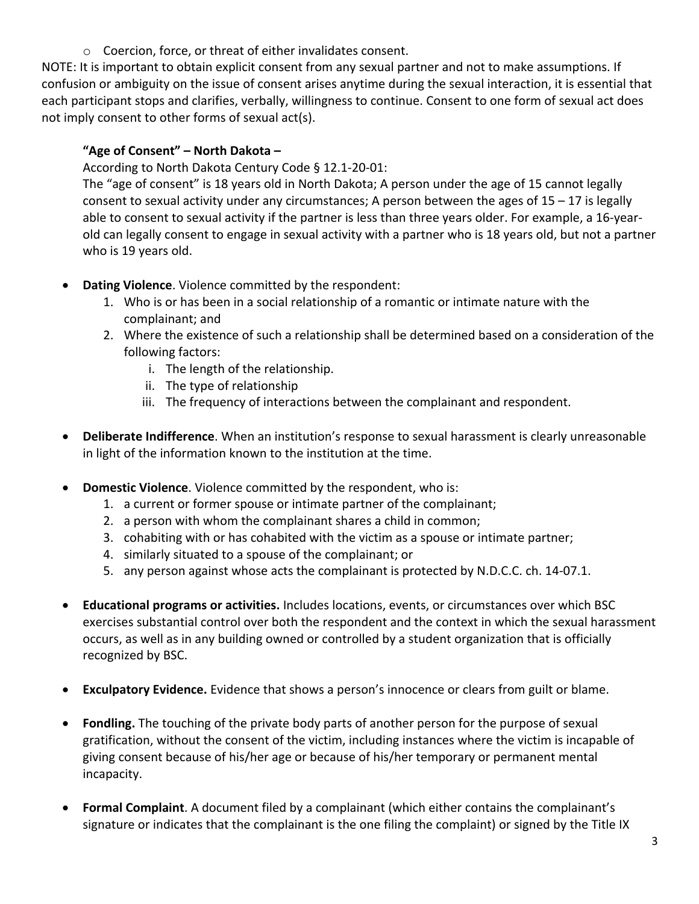- Coercion, force, or threat of either invalidates consent.

NOTE: It is important to obtain explicit consent from any sexual partner and not to make assumptions. If confusion or ambiguity on the issue of consent arises anytime during the sexual interaction, it is essential that each participant stops and clarifies, verbally, willingness to continue. Consent to one form of sexual act does not imply consent to other forms of sexual act(s).

**"Age of Consent" – North Dakota –**

According to North Dakota Century Code § 12.1-20-01:

The "age of consent" is 18 years old in North Dakota; A person under the age of 15 cannot legally consent to sexual activity under any circumstances; A person between the ages of 15 – 17 is legally able to consent to sexual activity if the partner is less than three years older. For example, a 16-year-old can legally consent to engage in sexual activity with a partner who is 18 years old, but not a partner who is 19 years old.

- **Dating Violence**. Violence committed by the respondent:
  1. Who is or has been in a social relationship of a romantic or intimate nature with the complainant; and
  2. Where the existence of such a relationship shall be determined based on a consideration of the following factors:
     i. The length of the relationship.
     ii. The type of relationship
     iii. The frequency of interactions between the complainant and respondent.

- **Deliberate Indifference**. When an institution's response to sexual harassment is clearly unreasonable in light of the information known to the institution at the time.

- **Domestic Violence**. Violence committed by the respondent, who is:
  1. a current or former spouse or intimate partner of the complainant;
  2. a person with whom the complainant shares a child in common;
  3. cohabiting with or has cohabited with the victim as a spouse or intimate partner;
  4. similarly situated to a spouse of the complainant; or
  5. any person against whose acts the complainant is protected by N.D.C.C. ch. 14-07.1.

- **Educational programs or activities.** Includes locations, events, or circumstances over which BSC exercises substantial control over both the respondent and the context in which the sexual harassment occurs, as well as in any building owned or controlled by a student organization that is officially recognized by BSC.

- **Exculpatory Evidence.** Evidence that shows a person's innocence or clears from guilt or blame.

- **Fondling.** The touching of the private body parts of another person for the purpose of sexual gratification, without the consent of the victim, including instances where the victim is incapable of giving consent because of his/her age or because of his/her temporary or permanent mental incapacity.

- **Formal Complaint**. A document filed by a complainant (which either contains the complainant's signature or indicates that the complainant is the one filing the complaint) or signed by the Title IX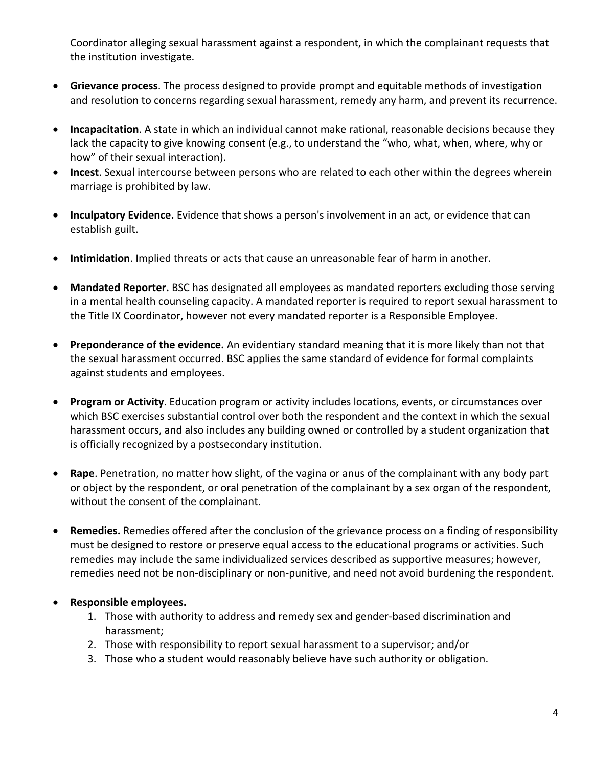Coordinator alleging sexual harassment against a respondent, in which the complainant requests that the institution investigate.

- **Grievance process**. The process designed to provide prompt and equitable methods of investigation and resolution to concerns regarding sexual harassment, remedy any harm, and prevent its recurrence.

- **Incapacitation**. A state in which an individual cannot make rational, reasonable decisions because they lack the capacity to give knowing consent (e.g., to understand the "who, what, when, where, why or how" of their sexual interaction).
- **Incest**. Sexual intercourse between persons who are related to each other within the degrees wherein marriage is prohibited by law.

- **Inculpatory Evidence.** Evidence that shows a person's involvement in an act, or evidence that can establish guilt.

- **Intimidation**. Implied threats or acts that cause an unreasonable fear of harm in another.

- **Mandated Reporter.** BSC has designated all employees as mandated reporters excluding those serving in a mental health counseling capacity. A mandated reporter is required to report sexual harassment to the Title IX Coordinator, however not every mandated reporter is a Responsible Employee.

- **Preponderance of the evidence.** An evidentiary standard meaning that it is more likely than not that the sexual harassment occurred. BSC applies the same standard of evidence for formal complaints against students and employees.

- **Program or Activity**. Education program or activity includes locations, events, or circumstances over which BSC exercises substantial control over both the respondent and the context in which the sexual harassment occurs, and also includes any building owned or controlled by a student organization that is officially recognized by a postsecondary institution.

- **Rape**. Penetration, no matter how slight, of the vagina or anus of the complainant with any body part or object by the respondent, or oral penetration of the complainant by a sex organ of the respondent, without the consent of the complainant.

- **Remedies.** Remedies offered after the conclusion of the grievance process on a finding of responsibility must be designed to restore or preserve equal access to the educational programs or activities. Such remedies may include the same individualized services described as supportive measures; however, remedies need not be non-disciplinary or non-punitive, and need not avoid burdening the respondent.

- **Responsible employees.**
    1. Those with authority to address and remedy sex and gender-based discrimination and harassment;
    2. Those with responsibility to report sexual harassment to a supervisor; and/or
    3. Those who a student would reasonably believe have such authority or obligation.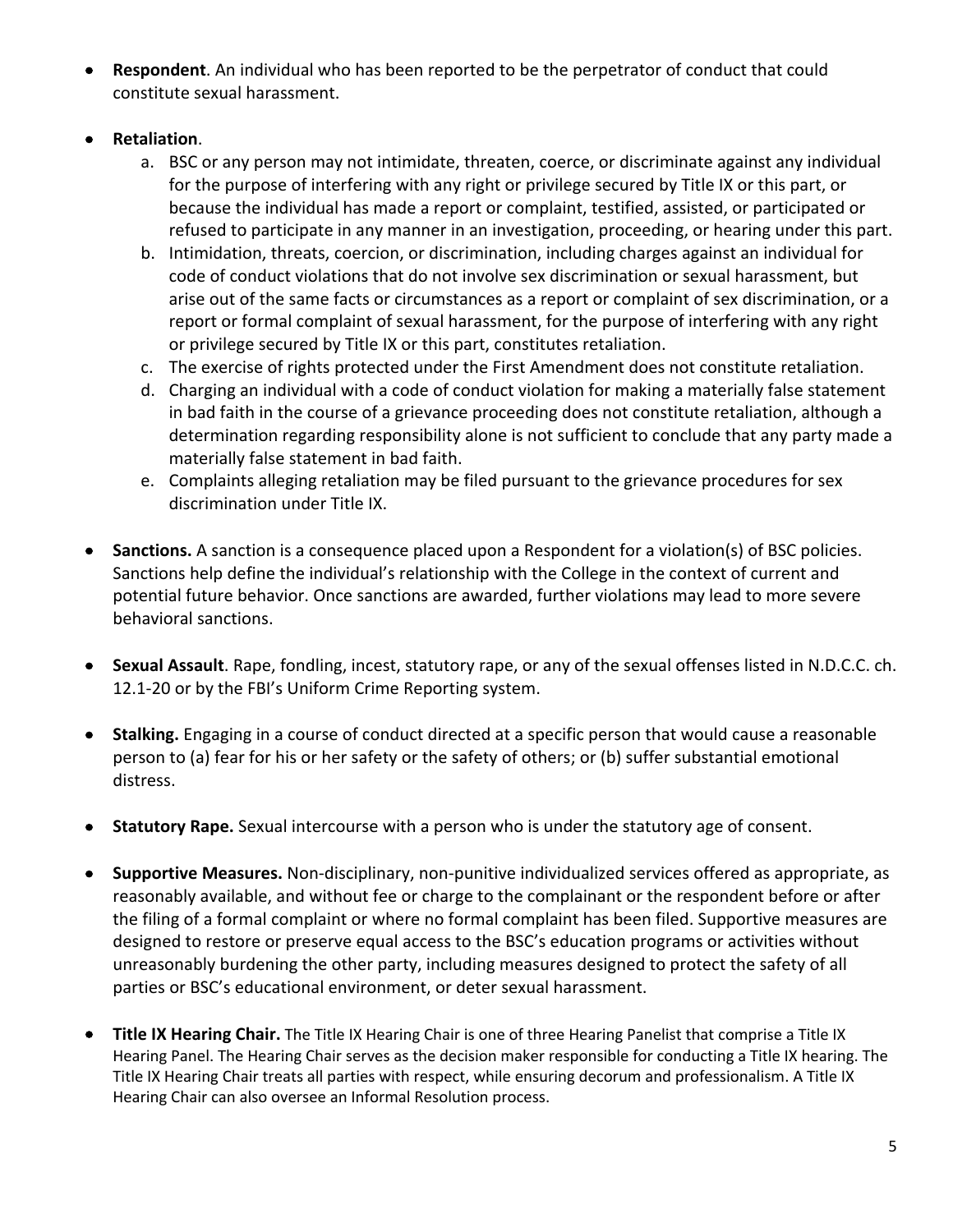- **Respondent**. An individual who has been reported to be the perpetrator of conduct that could constitute sexual harassment.

- **Retaliation**.
  a. BSC or any person may not intimidate, threaten, coerce, or discriminate against any individual for the purpose of interfering with any right or privilege secured by Title IX or this part, or because the individual has made a report or complaint, testified, assisted, or participated or refused to participate in any manner in an investigation, proceeding, or hearing under this part.
  b. Intimidation, threats, coercion, or discrimination, including charges against an individual for code of conduct violations that do not involve sex discrimination or sexual harassment, but arise out of the same facts or circumstances as a report or complaint of sex discrimination, or a report or formal complaint of sexual harassment, for the purpose of interfering with any right or privilege secured by Title IX or this part, constitutes retaliation.
  c. The exercise of rights protected under the First Amendment does not constitute retaliation.
  d. Charging an individual with a code of conduct violation for making a materially false statement in bad faith in the course of a grievance proceeding does not constitute retaliation, although a determination regarding responsibility alone is not sufficient to conclude that any party made a materially false statement in bad faith.
  e. Complaints alleging retaliation may be filed pursuant to the grievance procedures for sex discrimination under Title IX.

- **Sanctions.** A sanction is a consequence placed upon a Respondent for a violation(s) of BSC policies. Sanctions help define the individual's relationship with the College in the context of current and potential future behavior. Once sanctions are awarded, further violations may lead to more severe behavioral sanctions.

- **Sexual Assault**. Rape, fondling, incest, statutory rape, or any of the sexual offenses listed in N.D.C.C. ch. 12.1-20 or by the FBI's Uniform Crime Reporting system.

- **Stalking.** Engaging in a course of conduct directed at a specific person that would cause a reasonable person to (a) fear for his or her safety or the safety of others; or (b) suffer substantial emotional distress.

- **Statutory Rape.** Sexual intercourse with a person who is under the statutory age of consent.

- **Supportive Measures.** Non-disciplinary, non-punitive individualized services offered as appropriate, as reasonably available, and without fee or charge to the complainant or the respondent before or after the filing of a formal complaint or where no formal complaint has been filed. Supportive measures are designed to restore or preserve equal access to the BSC's education programs or activities without unreasonably burdening the other party, including measures designed to protect the safety of all parties or BSC's educational environment, or deter sexual harassment.

- **Title IX Hearing Chair.** The Title IX Hearing Chair is one of three Hearing Panelist that comprise a Title IX Hearing Panel. The Hearing Chair serves as the decision maker responsible for conducting a Title IX hearing. The Title IX Hearing Chair treats all parties with respect, while ensuring decorum and professionalism. A Title IX Hearing Chair can also oversee an Informal Resolution process.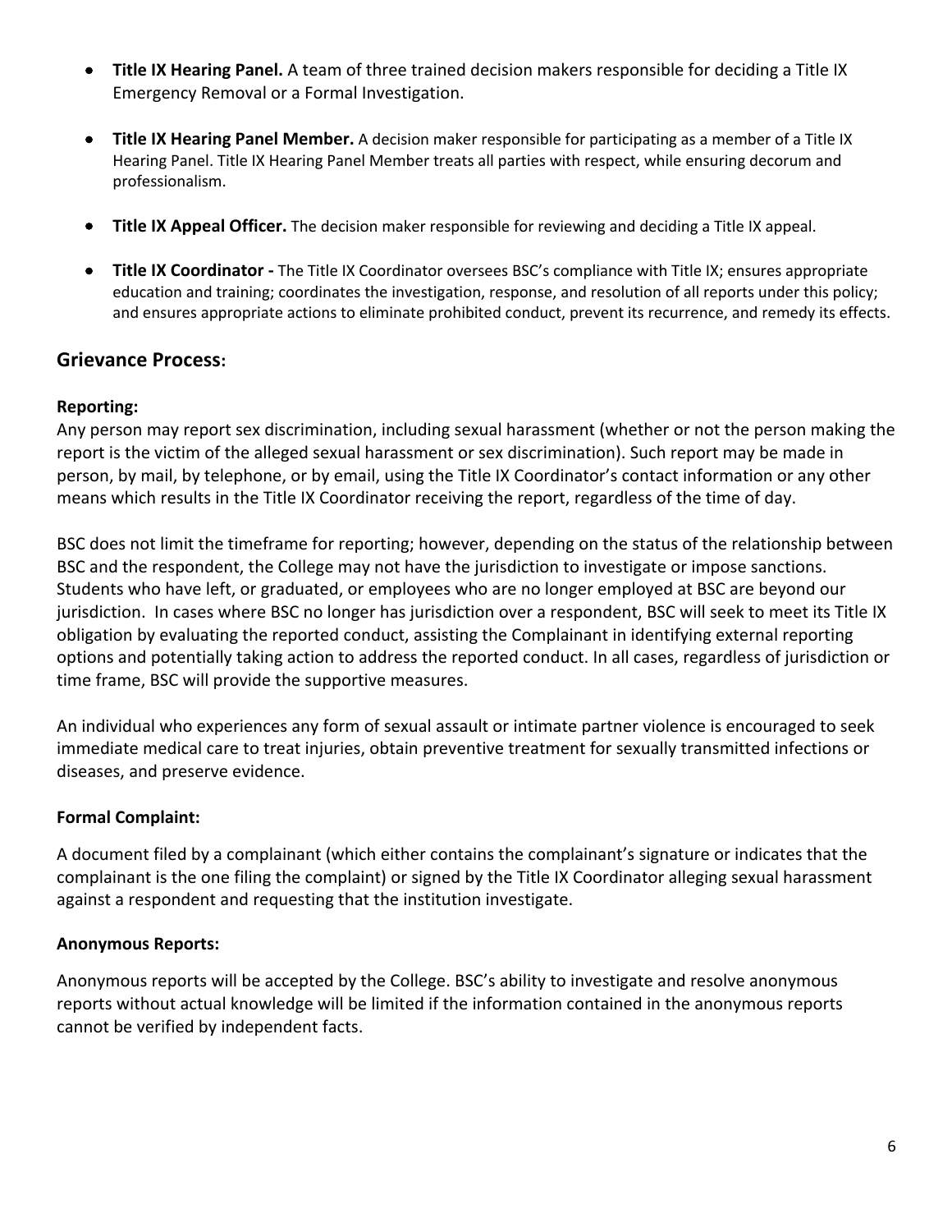- **Title IX Hearing Panel.** A team of three trained decision makers responsible for deciding a Title IX Emergency Removal or a Formal Investigation.

- **Title IX Hearing Panel Member.** A decision maker responsible for participating as a member of a Title IX Hearing Panel. Title IX Hearing Panel Member treats all parties with respect, while ensuring decorum and professionalism.

- **Title IX Appeal Officer.** The decision maker responsible for reviewing and deciding a Title IX appeal.

- **Title IX Coordinator -** The Title IX Coordinator oversees BSC's compliance with Title IX; ensures appropriate education and training; coordinates the investigation, response, and resolution of all reports under this policy; and ensures appropriate actions to eliminate prohibited conduct, prevent its recurrence, and remedy its effects.

## Grievance Process:

**Reporting:**

Any person may report sex discrimination, including sexual harassment (whether or not the person making the report is the victim of the alleged sexual harassment or sex discrimination). Such report may be made in person, by mail, by telephone, or by email, using the Title IX Coordinator's contact information or any other means which results in the Title IX Coordinator receiving the report, regardless of the time of day.

BSC does not limit the timeframe for reporting; however, depending on the status of the relationship between BSC and the respondent, the College may not have the jurisdiction to investigate or impose sanctions. Students who have left, or graduated, or employees who are no longer employed at BSC are beyond our jurisdiction. In cases where BSC no longer has jurisdiction over a respondent, BSC will seek to meet its Title IX obligation by evaluating the reported conduct, assisting the Complainant in identifying external reporting options and potentially taking action to address the reported conduct. In all cases, regardless of jurisdiction or time frame, BSC will provide the supportive measures.

An individual who experiences any form of sexual assault or intimate partner violence is encouraged to seek immediate medical care to treat injuries, obtain preventive treatment for sexually transmitted infections or diseases, and preserve evidence.

**Formal Complaint:**

A document filed by a complainant (which either contains the complainant's signature or indicates that the complainant is the one filing the complaint) or signed by the Title IX Coordinator alleging sexual harassment against a respondent and requesting that the institution investigate.

**Anonymous Reports:**

Anonymous reports will be accepted by the College. BSC's ability to investigate and resolve anonymous reports without actual knowledge will be limited if the information contained in the anonymous reports cannot be verified by independent facts.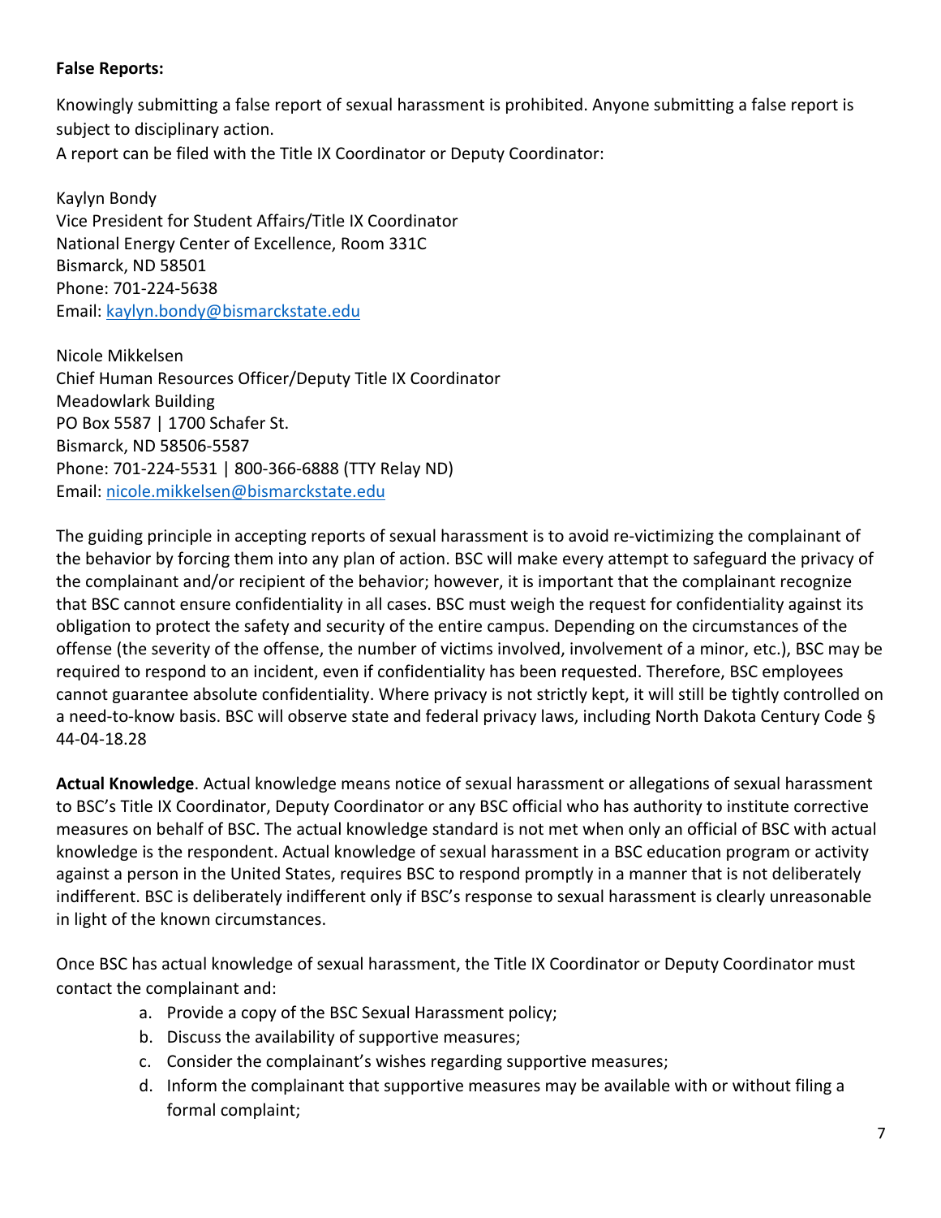**False Reports:**

Knowingly submitting a false report of sexual harassment is prohibited. Anyone submitting a false report is subject to disciplinary action.
A report can be filed with the Title IX Coordinator or Deputy Coordinator:

Kaylyn Bondy
Vice President for Student Affairs/Title IX Coordinator
National Energy Center of Excellence, Room 331C
Bismarck, ND 58501
Phone: 701-224-5638
Email: kaylyn.bondy@bismarckstate.edu

Nicole Mikkelsen
Chief Human Resources Officer/Deputy Title IX Coordinator
Meadowlark Building
PO Box 5587 | 1700 Schafer St.
Bismarck, ND 58506-5587
Phone: 701-224-5531 | 800-366-6888 (TTY Relay ND)
Email: nicole.mikkelsen@bismarckstate.edu

The guiding principle in accepting reports of sexual harassment is to avoid re-victimizing the complainant of the behavior by forcing them into any plan of action. BSC will make every attempt to safeguard the privacy of the complainant and/or recipient of the behavior; however, it is important that the complainant recognize that BSC cannot ensure confidentiality in all cases. BSC must weigh the request for confidentiality against its obligation to protect the safety and security of the entire campus. Depending on the circumstances of the offense (the severity of the offense, the number of victims involved, involvement of a minor, etc.), BSC may be required to respond to an incident, even if confidentiality has been requested. Therefore, BSC employees cannot guarantee absolute confidentiality. Where privacy is not strictly kept, it will still be tightly controlled on a need-to-know basis. BSC will observe state and federal privacy laws, including North Dakota Century Code § 44-04-18.28

**Actual Knowledge**. Actual knowledge means notice of sexual harassment or allegations of sexual harassment to BSC's Title IX Coordinator, Deputy Coordinator or any BSC official who has authority to institute corrective measures on behalf of BSC. The actual knowledge standard is not met when only an official of BSC with actual knowledge is the respondent. Actual knowledge of sexual harassment in a BSC education program or activity against a person in the United States, requires BSC to respond promptly in a manner that is not deliberately indifferent. BSC is deliberately indifferent only if BSC's response to sexual harassment is clearly unreasonable in light of the known circumstances.

Once BSC has actual knowledge of sexual harassment, the Title IX Coordinator or Deputy Coordinator must contact the complainant and:

a. Provide a copy of the BSC Sexual Harassment policy;
b. Discuss the availability of supportive measures;
c. Consider the complainant's wishes regarding supportive measures;
d. Inform the complainant that supportive measures may be available with or without filing a formal complaint;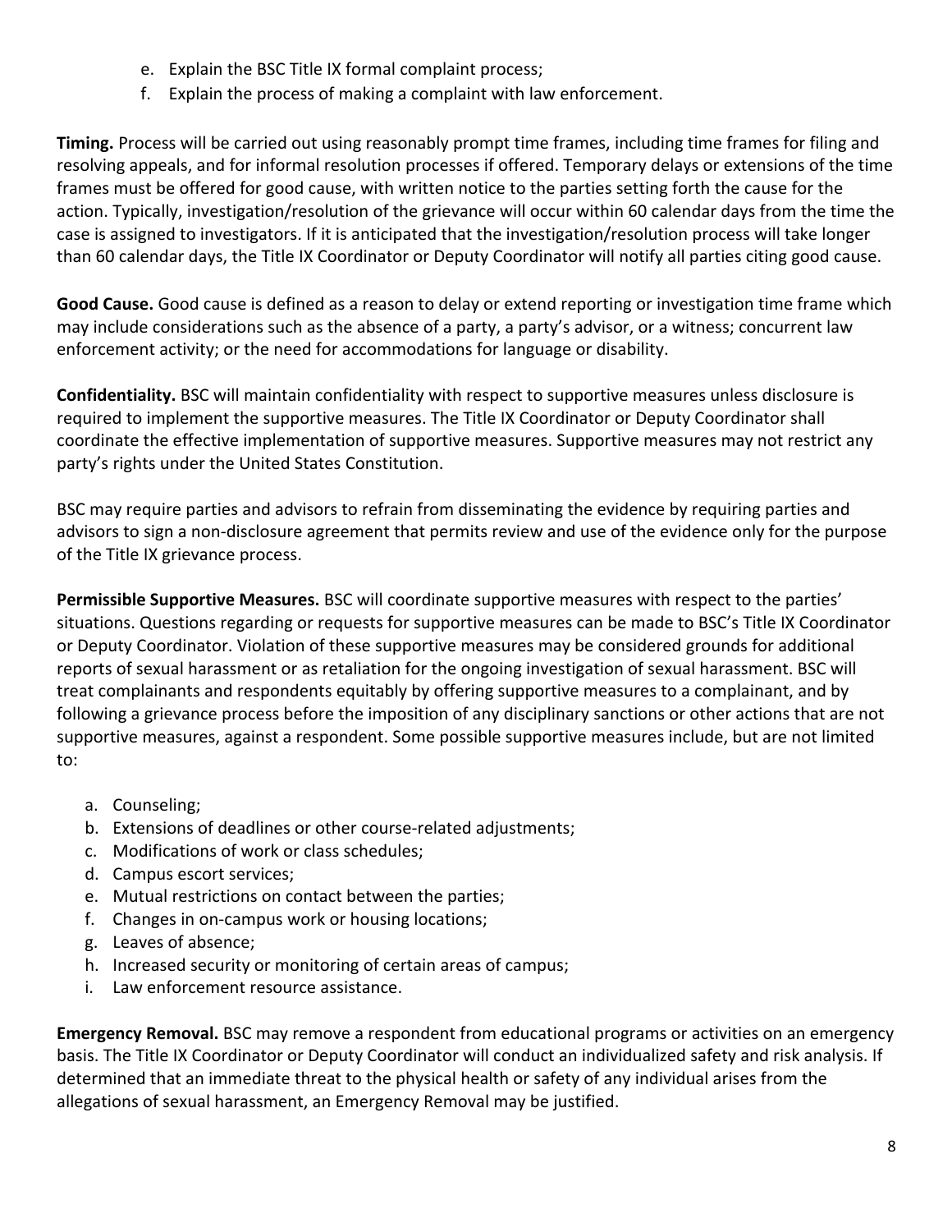e. Explain the BSC Title IX formal complaint process;
f. Explain the process of making a complaint with law enforcement.

**Timing.** Process will be carried out using reasonably prompt time frames, including time frames for filing and resolving appeals, and for informal resolution processes if offered. Temporary delays or extensions of the time frames must be offered for good cause, with written notice to the parties setting forth the cause for the action. Typically, investigation/resolution of the grievance will occur within 60 calendar days from the time the case is assigned to investigators. If it is anticipated that the investigation/resolution process will take longer than 60 calendar days, the Title IX Coordinator or Deputy Coordinator will notify all parties citing good cause.

**Good Cause.** Good cause is defined as a reason to delay or extend reporting or investigation time frame which may include considerations such as the absence of a party, a party's advisor, or a witness; concurrent law enforcement activity; or the need for accommodations for language or disability.

**Confidentiality.** BSC will maintain confidentiality with respect to supportive measures unless disclosure is required to implement the supportive measures. The Title IX Coordinator or Deputy Coordinator shall coordinate the effective implementation of supportive measures. Supportive measures may not restrict any party's rights under the United States Constitution.

BSC may require parties and advisors to refrain from disseminating the evidence by requiring parties and advisors to sign a non-disclosure agreement that permits review and use of the evidence only for the purpose of the Title IX grievance process.

**Permissible Supportive Measures.** BSC will coordinate supportive measures with respect to the parties' situations. Questions regarding or requests for supportive measures can be made to BSC's Title IX Coordinator or Deputy Coordinator. Violation of these supportive measures may be considered grounds for additional reports of sexual harassment or as retaliation for the ongoing investigation of sexual harassment. BSC will treat complainants and respondents equitably by offering supportive measures to a complainant, and by following a grievance process before the imposition of any disciplinary sanctions or other actions that are not supportive measures, against a respondent. Some possible supportive measures include, but are not limited to:

a. Counseling;
b. Extensions of deadlines or other course-related adjustments;
c. Modifications of work or class schedules;
d. Campus escort services;
e. Mutual restrictions on contact between the parties;
f. Changes in on-campus work or housing locations;
g. Leaves of absence;
h. Increased security or monitoring of certain areas of campus;
i. Law enforcement resource assistance.

**Emergency Removal.** BSC may remove a respondent from educational programs or activities on an emergency basis. The Title IX Coordinator or Deputy Coordinator will conduct an individualized safety and risk analysis. If determined that an immediate threat to the physical health or safety of any individual arises from the allegations of sexual harassment, an Emergency Removal may be justified.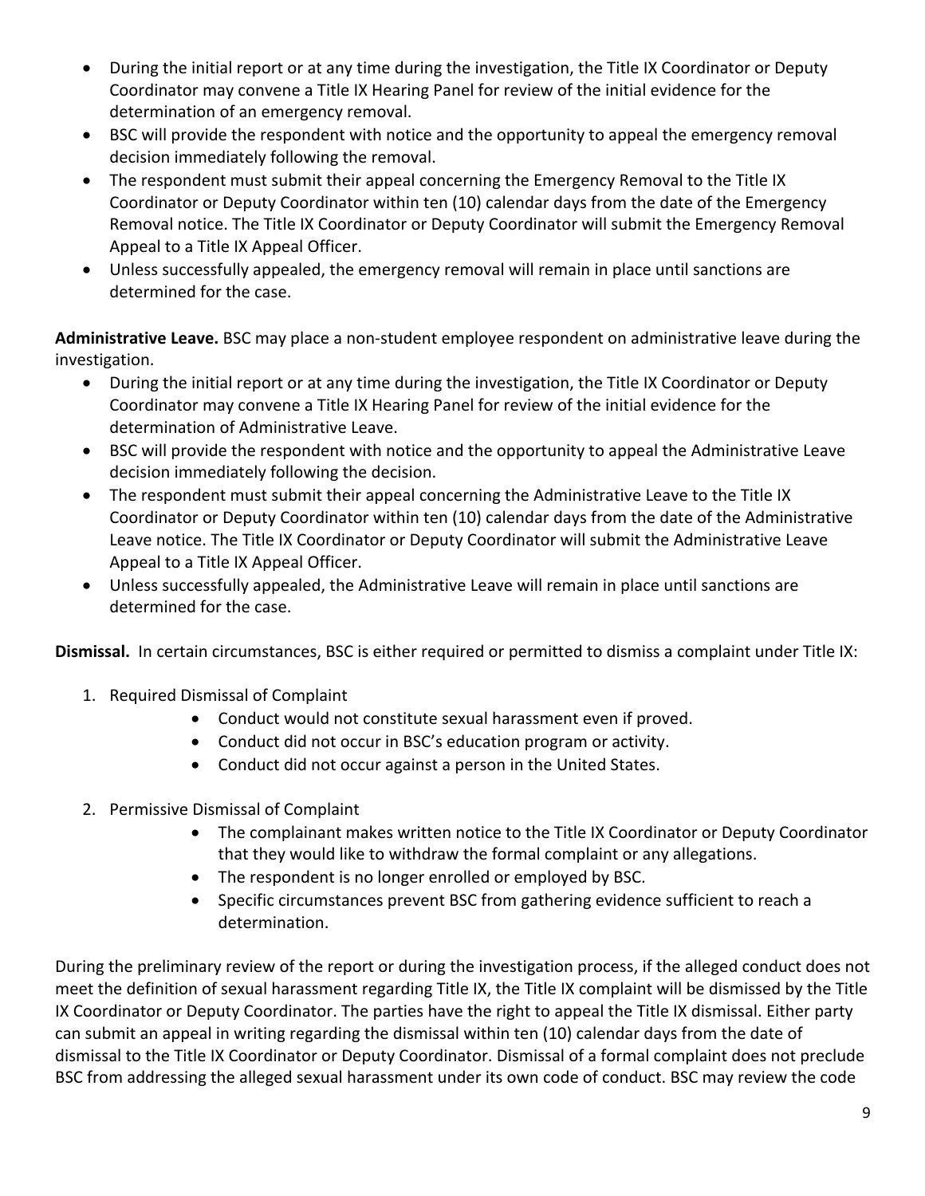- During the initial report or at any time during the investigation, the Title IX Coordinator or Deputy Coordinator may convene a Title IX Hearing Panel for review of the initial evidence for the determination of an emergency removal.
- BSC will provide the respondent with notice and the opportunity to appeal the emergency removal decision immediately following the removal.
- The respondent must submit their appeal concerning the Emergency Removal to the Title IX Coordinator or Deputy Coordinator within ten (10) calendar days from the date of the Emergency Removal notice. The Title IX Coordinator or Deputy Coordinator will submit the Emergency Removal Appeal to a Title IX Appeal Officer.
- Unless successfully appealed, the emergency removal will remain in place until sanctions are determined for the case.

**Administrative Leave.** BSC may place a non-student employee respondent on administrative leave during the investigation.

- During the initial report or at any time during the investigation, the Title IX Coordinator or Deputy Coordinator may convene a Title IX Hearing Panel for review of the initial evidence for the determination of Administrative Leave.
- BSC will provide the respondent with notice and the opportunity to appeal the Administrative Leave decision immediately following the decision.
- The respondent must submit their appeal concerning the Administrative Leave to the Title IX Coordinator or Deputy Coordinator within ten (10) calendar days from the date of the Administrative Leave notice. The Title IX Coordinator or Deputy Coordinator will submit the Administrative Leave Appeal to a Title IX Appeal Officer.
- Unless successfully appealed, the Administrative Leave will remain in place until sanctions are determined for the case.

**Dismissal.** In certain circumstances, BSC is either required or permitted to dismiss a complaint under Title IX:

1. Required Dismissal of Complaint
    - Conduct would not constitute sexual harassment even if proved.
    - Conduct did not occur in BSC's education program or activity.
    - Conduct did not occur against a person in the United States.

2. Permissive Dismissal of Complaint
    - The complainant makes written notice to the Title IX Coordinator or Deputy Coordinator that they would like to withdraw the formal complaint or any allegations.
    - The respondent is no longer enrolled or employed by BSC.
    - Specific circumstances prevent BSC from gathering evidence sufficient to reach a determination.

During the preliminary review of the report or during the investigation process, if the alleged conduct does not meet the definition of sexual harassment regarding Title IX, the Title IX complaint will be dismissed by the Title IX Coordinator or Deputy Coordinator. The parties have the right to appeal the Title IX dismissal. Either party can submit an appeal in writing regarding the dismissal within ten (10) calendar days from the date of dismissal to the Title IX Coordinator or Deputy Coordinator. Dismissal of a formal complaint does not preclude BSC from addressing the alleged sexual harassment under its own code of conduct. BSC may review the code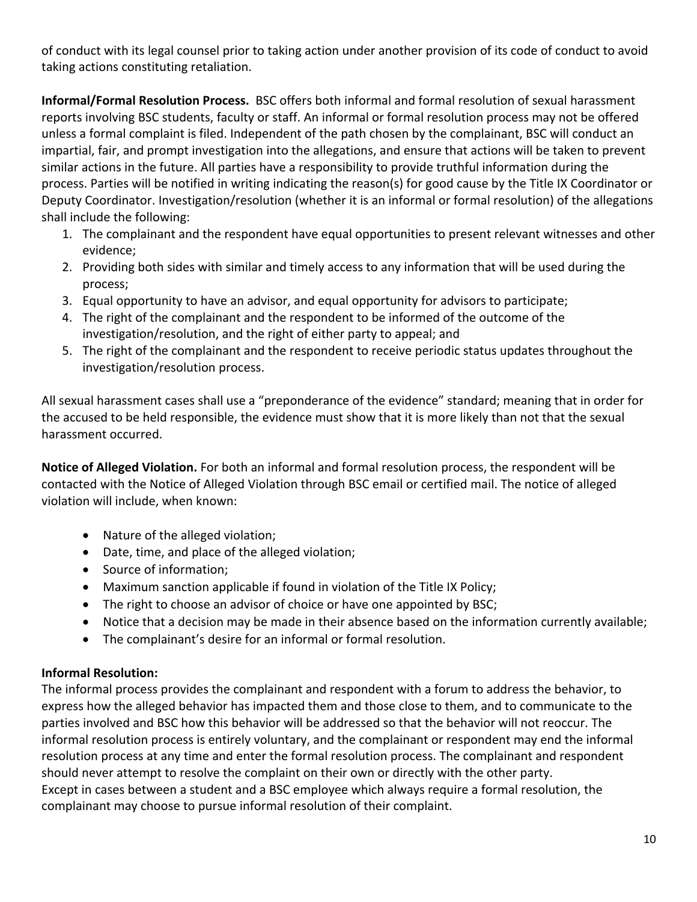of conduct with its legal counsel prior to taking action under another provision of its code of conduct to avoid taking actions constituting retaliation.

**Informal/Formal Resolution Process.** BSC offers both informal and formal resolution of sexual harassment reports involving BSC students, faculty or staff. An informal or formal resolution process may not be offered unless a formal complaint is filed. Independent of the path chosen by the complainant, BSC will conduct an impartial, fair, and prompt investigation into the allegations, and ensure that actions will be taken to prevent similar actions in the future. All parties have a responsibility to provide truthful information during the process. Parties will be notified in writing indicating the reason(s) for good cause by the Title IX Coordinator or Deputy Coordinator. Investigation/resolution (whether it is an informal or formal resolution) of the allegations shall include the following:

1. The complainant and the respondent have equal opportunities to present relevant witnesses and other evidence;
2. Providing both sides with similar and timely access to any information that will be used during the process;
3. Equal opportunity to have an advisor, and equal opportunity for advisors to participate;
4. The right of the complainant and the respondent to be informed of the outcome of the investigation/resolution, and the right of either party to appeal; and
5. The right of the complainant and the respondent to receive periodic status updates throughout the investigation/resolution process.

All sexual harassment cases shall use a "preponderance of the evidence" standard; meaning that in order for the accused to be held responsible, the evidence must show that it is more likely than not that the sexual harassment occurred.

**Notice of Alleged Violation.** For both an informal and formal resolution process, the respondent will be contacted with the Notice of Alleged Violation through BSC email or certified mail. The notice of alleged violation will include, when known:

- Nature of the alleged violation;
- Date, time, and place of the alleged violation;
- Source of information;
- Maximum sanction applicable if found in violation of the Title IX Policy;
- The right to choose an advisor of choice or have one appointed by BSC;
- Notice that a decision may be made in their absence based on the information currently available;
- The complainant's desire for an informal or formal resolution.

**Informal Resolution:**

The informal process provides the complainant and respondent with a forum to address the behavior, to express how the alleged behavior has impacted them and those close to them, and to communicate to the parties involved and BSC how this behavior will be addressed so that the behavior will not reoccur. The informal resolution process is entirely voluntary, and the complainant or respondent may end the informal resolution process at any time and enter the formal resolution process. The complainant and respondent should never attempt to resolve the complaint on their own or directly with the other party.
Except in cases between a student and a BSC employee which always require a formal resolution, the complainant may choose to pursue informal resolution of their complaint.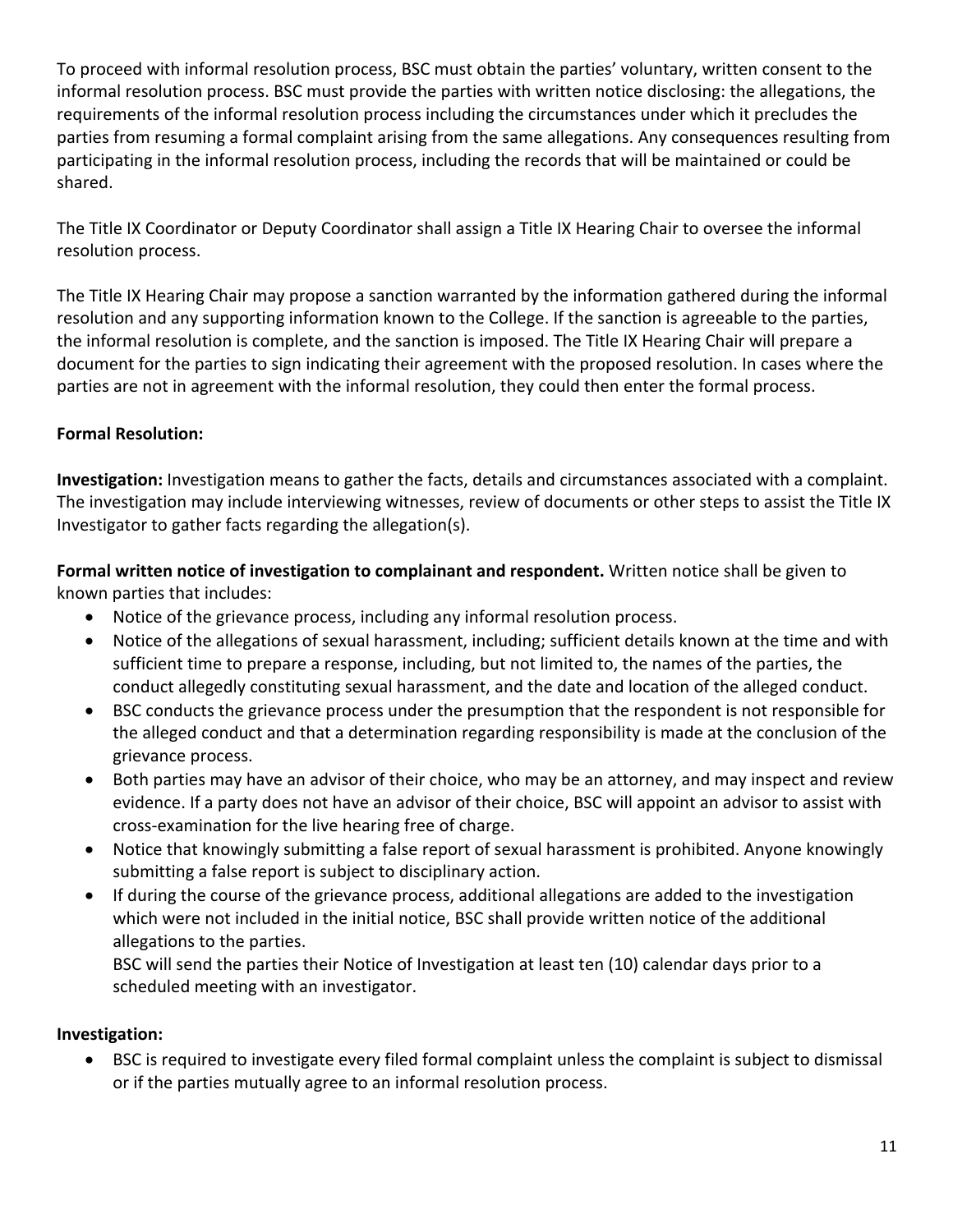To proceed with informal resolution process, BSC must obtain the parties' voluntary, written consent to the informal resolution process. BSC must provide the parties with written notice disclosing: the allegations, the requirements of the informal resolution process including the circumstances under which it precludes the parties from resuming a formal complaint arising from the same allegations. Any consequences resulting from participating in the informal resolution process, including the records that will be maintained or could be shared.

The Title IX Coordinator or Deputy Coordinator shall assign a Title IX Hearing Chair to oversee the informal resolution process.

The Title IX Hearing Chair may propose a sanction warranted by the information gathered during the informal resolution and any supporting information known to the College. If the sanction is agreeable to the parties, the informal resolution is complete, and the sanction is imposed. The Title IX Hearing Chair will prepare a document for the parties to sign indicating their agreement with the proposed resolution. In cases where the parties are not in agreement with the informal resolution, they could then enter the formal process.

**Formal Resolution:**

**Investigation:** Investigation means to gather the facts, details and circumstances associated with a complaint. The investigation may include interviewing witnesses, review of documents or other steps to assist the Title IX Investigator to gather facts regarding the allegation(s).

**Formal written notice of investigation to complainant and respondent.** Written notice shall be given to known parties that includes:

- Notice of the grievance process, including any informal resolution process.
- Notice of the allegations of sexual harassment, including; sufficient details known at the time and with sufficient time to prepare a response, including, but not limited to, the names of the parties, the conduct allegedly constituting sexual harassment, and the date and location of the alleged conduct.
- BSC conducts the grievance process under the presumption that the respondent is not responsible for the alleged conduct and that a determination regarding responsibility is made at the conclusion of the grievance process.
- Both parties may have an advisor of their choice, who may be an attorney, and may inspect and review evidence. If a party does not have an advisor of their choice, BSC will appoint an advisor to assist with cross-examination for the live hearing free of charge.
- Notice that knowingly submitting a false report of sexual harassment is prohibited. Anyone knowingly submitting a false report is subject to disciplinary action.
- If during the course of the grievance process, additional allegations are added to the investigation which were not included in the initial notice, BSC shall provide written notice of the additional allegations to the parties.
  BSC will send the parties their Notice of Investigation at least ten (10) calendar days prior to a scheduled meeting with an investigator.

**Investigation:**

- BSC is required to investigate every filed formal complaint unless the complaint is subject to dismissal or if the parties mutually agree to an informal resolution process.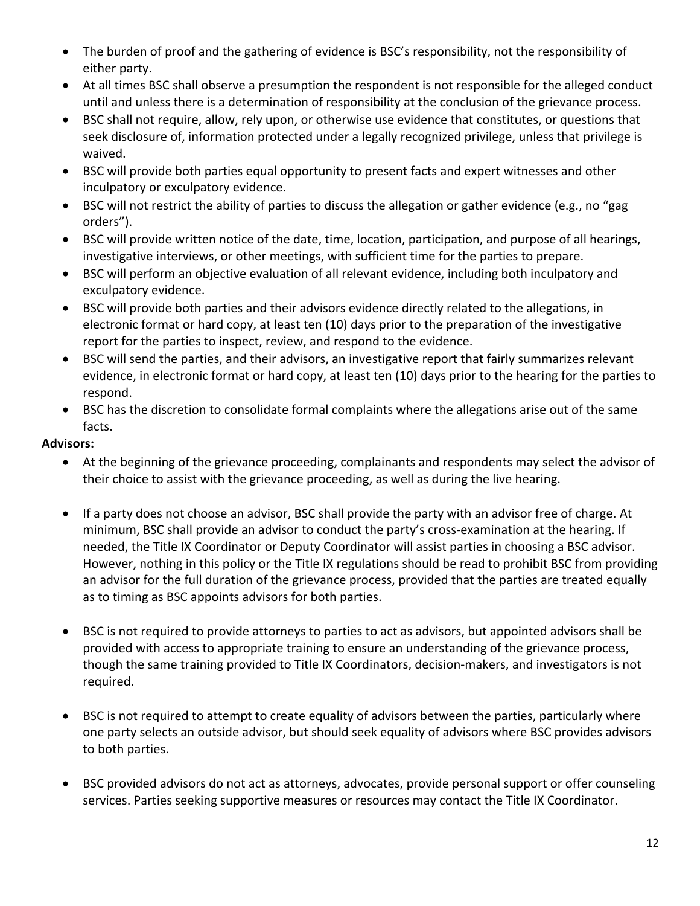- The burden of proof and the gathering of evidence is BSC's responsibility, not the responsibility of either party.
- At all times BSC shall observe a presumption the respondent is not responsible for the alleged conduct until and unless there is a determination of responsibility at the conclusion of the grievance process.
- BSC shall not require, allow, rely upon, or otherwise use evidence that constitutes, or questions that seek disclosure of, information protected under a legally recognized privilege, unless that privilege is waived.
- BSC will provide both parties equal opportunity to present facts and expert witnesses and other inculpatory or exculpatory evidence.
- BSC will not restrict the ability of parties to discuss the allegation or gather evidence (e.g., no "gag orders").
- BSC will provide written notice of the date, time, location, participation, and purpose of all hearings, investigative interviews, or other meetings, with sufficient time for the parties to prepare.
- BSC will perform an objective evaluation of all relevant evidence, including both inculpatory and exculpatory evidence.
- BSC will provide both parties and their advisors evidence directly related to the allegations, in electronic format or hard copy, at least ten (10) days prior to the preparation of the investigative report for the parties to inspect, review, and respond to the evidence.
- BSC will send the parties, and their advisors, an investigative report that fairly summarizes relevant evidence, in electronic format or hard copy, at least ten (10) days prior to the hearing for the parties to respond.
- BSC has the discretion to consolidate formal complaints where the allegations arise out of the same facts.

**Advisors:**

- At the beginning of the grievance proceeding, complainants and respondents may select the advisor of their choice to assist with the grievance proceeding, as well as during the live hearing.
- If a party does not choose an advisor, BSC shall provide the party with an advisor free of charge. At minimum, BSC shall provide an advisor to conduct the party's cross-examination at the hearing. If needed, the Title IX Coordinator or Deputy Coordinator will assist parties in choosing a BSC advisor. However, nothing in this policy or the Title IX regulations should be read to prohibit BSC from providing an advisor for the full duration of the grievance process, provided that the parties are treated equally as to timing as BSC appoints advisors for both parties.
- BSC is not required to provide attorneys to parties to act as advisors, but appointed advisors shall be provided with access to appropriate training to ensure an understanding of the grievance process, though the same training provided to Title IX Coordinators, decision-makers, and investigators is not required.
- BSC is not required to attempt to create equality of advisors between the parties, particularly where one party selects an outside advisor, but should seek equality of advisors where BSC provides advisors to both parties.
- BSC provided advisors do not act as attorneys, advocates, provide personal support or offer counseling services. Parties seeking supportive measures or resources may contact the Title IX Coordinator.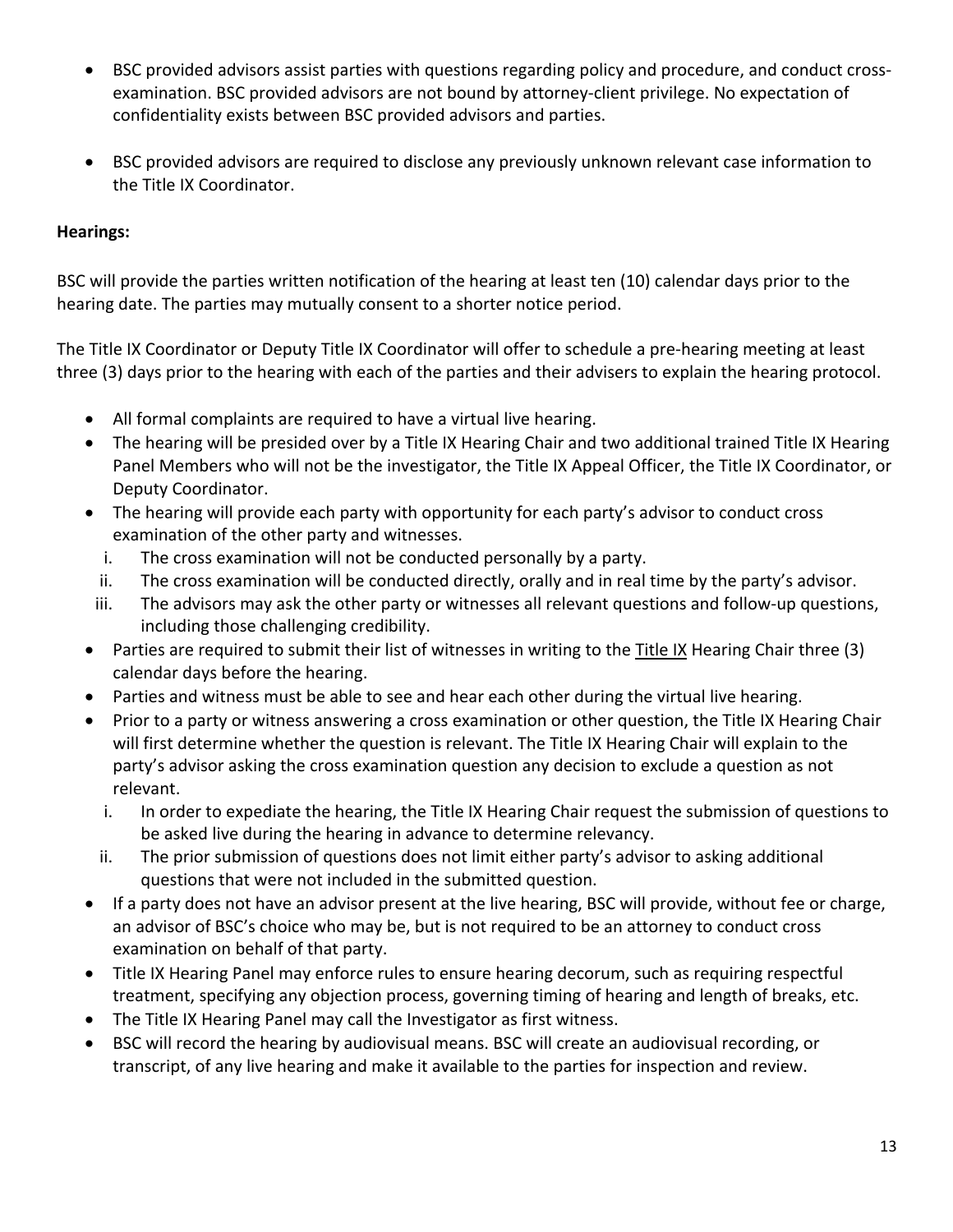- BSC provided advisors assist parties with questions regarding policy and procedure, and conduct cross-examination. BSC provided advisors are not bound by attorney-client privilege. No expectation of confidentiality exists between BSC provided advisors and parties.

- BSC provided advisors are required to disclose any previously unknown relevant case information to the Title IX Coordinator.

**Hearings:**

BSC will provide the parties written notification of the hearing at least ten (10) calendar days prior to the hearing date. The parties may mutually consent to a shorter notice period.

The Title IX Coordinator or Deputy Title IX Coordinator will offer to schedule a pre-hearing meeting at least three (3) days prior to the hearing with each of the parties and their advisers to explain the hearing protocol.

- All formal complaints are required to have a virtual live hearing.
- The hearing will be presided over by a Title IX Hearing Chair and two additional trained Title IX Hearing Panel Members who will not be the investigator, the Title IX Appeal Officer, the Title IX Coordinator, or Deputy Coordinator.
- The hearing will provide each party with opportunity for each party's advisor to conduct cross examination of the other party and witnesses.
    i. The cross examination will not be conducted personally by a party.
    ii. The cross examination will be conducted directly, orally and in real time by the party's advisor.
    iii. The advisors may ask the other party or witnesses all relevant questions and follow-up questions, including those challenging credibility.
- Parties are required to submit their list of witnesses in writing to the Title IX Hearing Chair three (3) calendar days before the hearing.
- Parties and witness must be able to see and hear each other during the virtual live hearing.
- Prior to a party or witness answering a cross examination or other question, the Title IX Hearing Chair will first determine whether the question is relevant. The Title IX Hearing Chair will explain to the party's advisor asking the cross examination question any decision to exclude a question as not relevant.
    i. In order to expediate the hearing, the Title IX Hearing Chair request the submission of questions to be asked live during the hearing in advance to determine relevancy.
    ii. The prior submission of questions does not limit either party's advisor to asking additional questions that were not included in the submitted question.
- If a party does not have an advisor present at the live hearing, BSC will provide, without fee or charge, an advisor of BSC's choice who may be, but is not required to be an attorney to conduct cross examination on behalf of that party.
- Title IX Hearing Panel may enforce rules to ensure hearing decorum, such as requiring respectful treatment, specifying any objection process, governing timing of hearing and length of breaks, etc.
- The Title IX Hearing Panel may call the Investigator as first witness.
- BSC will record the hearing by audiovisual means. BSC will create an audiovisual recording, or transcript, of any live hearing and make it available to the parties for inspection and review.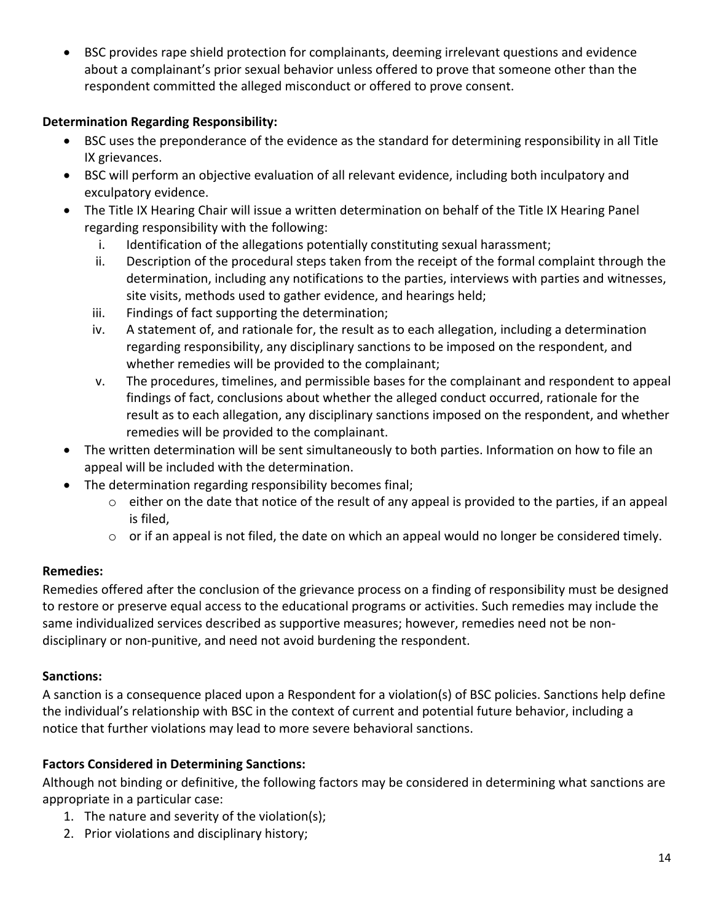- BSC provides rape shield protection for complainants, deeming irrelevant questions and evidence about a complainant's prior sexual behavior unless offered to prove that someone other than the respondent committed the alleged misconduct or offered to prove consent.

**Determination Regarding Responsibility:**

- BSC uses the preponderance of the evidence as the standard for determining responsibility in all Title IX grievances.
- BSC will perform an objective evaluation of all relevant evidence, including both inculpatory and exculpatory evidence.
- The Title IX Hearing Chair will issue a written determination on behalf of the Title IX Hearing Panel regarding responsibility with the following:
    i. Identification of the allegations potentially constituting sexual harassment;
    ii. Description of the procedural steps taken from the receipt of the formal complaint through the determination, including any notifications to the parties, interviews with parties and witnesses, site visits, methods used to gather evidence, and hearings held;
    iii. Findings of fact supporting the determination;
    iv. A statement of, and rationale for, the result as to each allegation, including a determination regarding responsibility, any disciplinary sanctions to be imposed on the respondent, and whether remedies will be provided to the complainant;
    v. The procedures, timelines, and permissible bases for the complainant and respondent to appeal findings of fact, conclusions about whether the alleged conduct occurred, rationale for the result as to each allegation, any disciplinary sanctions imposed on the respondent, and whether remedies will be provided to the complainant.
- The written determination will be sent simultaneously to both parties. Information on how to file an appeal will be included with the determination.
- The determination regarding responsibility becomes final;
    - either on the date that notice of the result of any appeal is provided to the parties, if an appeal is filed,
    - or if an appeal is not filed, the date on which an appeal would no longer be considered timely.

**Remedies:**

Remedies offered after the conclusion of the grievance process on a finding of responsibility must be designed to restore or preserve equal access to the educational programs or activities. Such remedies may include the same individualized services described as supportive measures; however, remedies need not be non-disciplinary or non-punitive, and need not avoid burdening the respondent.

**Sanctions:**

A sanction is a consequence placed upon a Respondent for a violation(s) of BSC policies. Sanctions help define the individual's relationship with BSC in the context of current and potential future behavior, including a notice that further violations may lead to more severe behavioral sanctions.

**Factors Considered in Determining Sanctions:**

Although not binding or definitive, the following factors may be considered in determining what sanctions are appropriate in a particular case:

1. The nature and severity of the violation(s);
2. Prior violations and disciplinary history;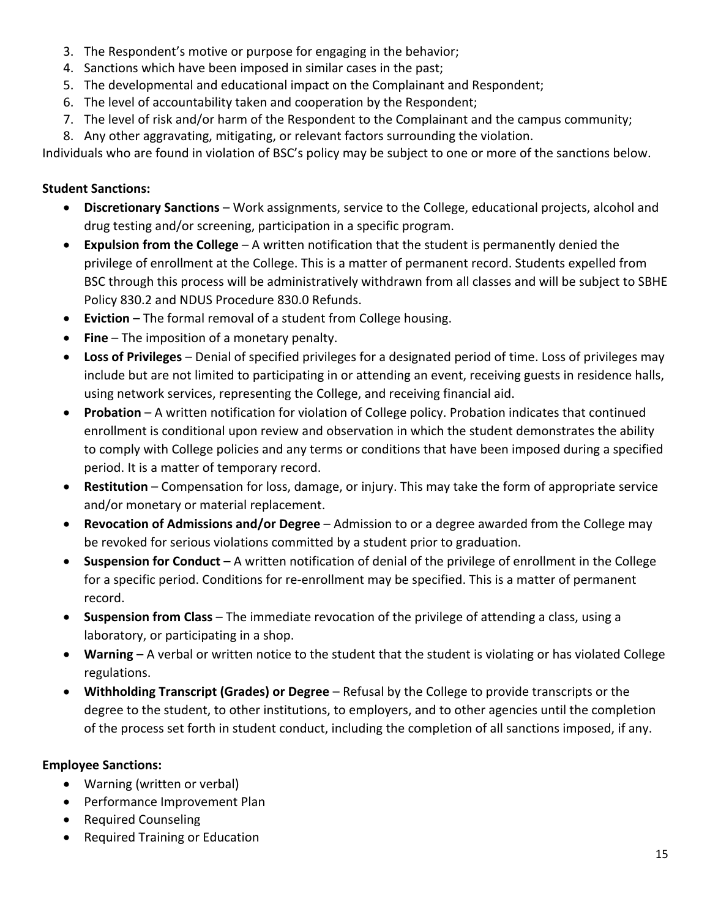3. The Respondent's motive or purpose for engaging in the behavior;
4. Sanctions which have been imposed in similar cases in the past;
5. The developmental and educational impact on the Complainant and Respondent;
6. The level of accountability taken and cooperation by the Respondent;
7. The level of risk and/or harm of the Respondent to the Complainant and the campus community;
8. Any other aggravating, mitigating, or relevant factors surrounding the violation.

Individuals who are found in violation of BSC's policy may be subject to one or more of the sanctions below.

**Student Sanctions:**

- **Discretionary Sanctions** – Work assignments, service to the College, educational projects, alcohol and drug testing and/or screening, participation in a specific program.
- **Expulsion from the College** – A written notification that the student is permanently denied the privilege of enrollment at the College. This is a matter of permanent record. Students expelled from BSC through this process will be administratively withdrawn from all classes and will be subject to SBHE Policy 830.2 and NDUS Procedure 830.0 Refunds.
- **Eviction** – The formal removal of a student from College housing.
- **Fine** – The imposition of a monetary penalty.
- **Loss of Privileges** – Denial of specified privileges for a designated period of time. Loss of privileges may include but are not limited to participating in or attending an event, receiving guests in residence halls, using network services, representing the College, and receiving financial aid.
- **Probation** – A written notification for violation of College policy. Probation indicates that continued enrollment is conditional upon review and observation in which the student demonstrates the ability to comply with College policies and any terms or conditions that have been imposed during a specified period. It is a matter of temporary record.
- **Restitution** – Compensation for loss, damage, or injury. This may take the form of appropriate service and/or monetary or material replacement.
- **Revocation of Admissions and/or Degree** – Admission to or a degree awarded from the College may be revoked for serious violations committed by a student prior to graduation.
- **Suspension for Conduct** – A written notification of denial of the privilege of enrollment in the College for a specific period. Conditions for re-enrollment may be specified. This is a matter of permanent record.
- **Suspension from Class** – The immediate revocation of the privilege of attending a class, using a laboratory, or participating in a shop.
- **Warning** – A verbal or written notice to the student that the student is violating or has violated College regulations.
- **Withholding Transcript (Grades) or Degree** – Refusal by the College to provide transcripts or the degree to the student, to other institutions, to employers, and to other agencies until the completion of the process set forth in student conduct, including the completion of all sanctions imposed, if any.

**Employee Sanctions:**

- Warning (written or verbal)
- Performance Improvement Plan
- Required Counseling
- Required Training or Education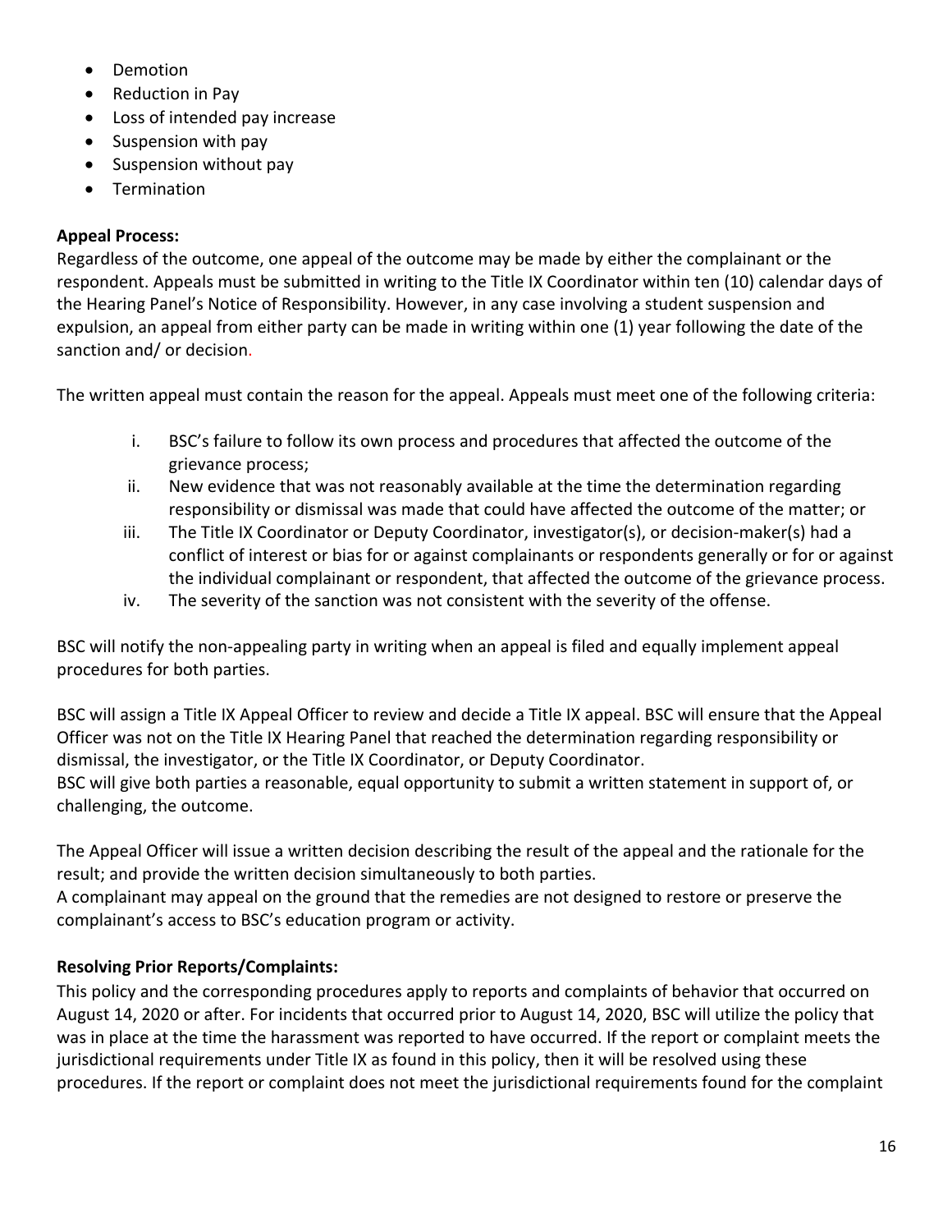- Demotion
- Reduction in Pay
- Loss of intended pay increase
- Suspension with pay
- Suspension without pay
- Termination

**Appeal Process:**

Regardless of the outcome, one appeal of the outcome may be made by either the complainant or the respondent. Appeals must be submitted in writing to the Title IX Coordinator within ten (10) calendar days of the Hearing Panel's Notice of Responsibility. However, in any case involving a student suspension and expulsion, an appeal from either party can be made in writing within one (1) year following the date of the sanction and/ or decision.

The written appeal must contain the reason for the appeal. Appeals must meet one of the following criteria:

i. BSC's failure to follow its own process and procedures that affected the outcome of the grievance process;
ii. New evidence that was not reasonably available at the time the determination regarding responsibility or dismissal was made that could have affected the outcome of the matter; or
iii. The Title IX Coordinator or Deputy Coordinator, investigator(s), or decision-maker(s) had a conflict of interest or bias for or against complainants or respondents generally or for or against the individual complainant or respondent, that affected the outcome of the grievance process.
iv. The severity of the sanction was not consistent with the severity of the offense.

BSC will notify the non-appealing party in writing when an appeal is filed and equally implement appeal procedures for both parties.

BSC will assign a Title IX Appeal Officer to review and decide a Title IX appeal. BSC will ensure that the Appeal Officer was not on the Title IX Hearing Panel that reached the determination regarding responsibility or dismissal, the investigator, or the Title IX Coordinator, or Deputy Coordinator.
BSC will give both parties a reasonable, equal opportunity to submit a written statement in support of, or challenging, the outcome.

The Appeal Officer will issue a written decision describing the result of the appeal and the rationale for the result; and provide the written decision simultaneously to both parties.
A complainant may appeal on the ground that the remedies are not designed to restore or preserve the complainant's access to BSC's education program or activity.

**Resolving Prior Reports/Complaints:**

This policy and the corresponding procedures apply to reports and complaints of behavior that occurred on August 14, 2020 or after. For incidents that occurred prior to August 14, 2020, BSC will utilize the policy that was in place at the time the harassment was reported to have occurred. If the report or complaint meets the jurisdictional requirements under Title IX as found in this policy, then it will be resolved using these procedures. If the report or complaint does not meet the jurisdictional requirements found for the complaint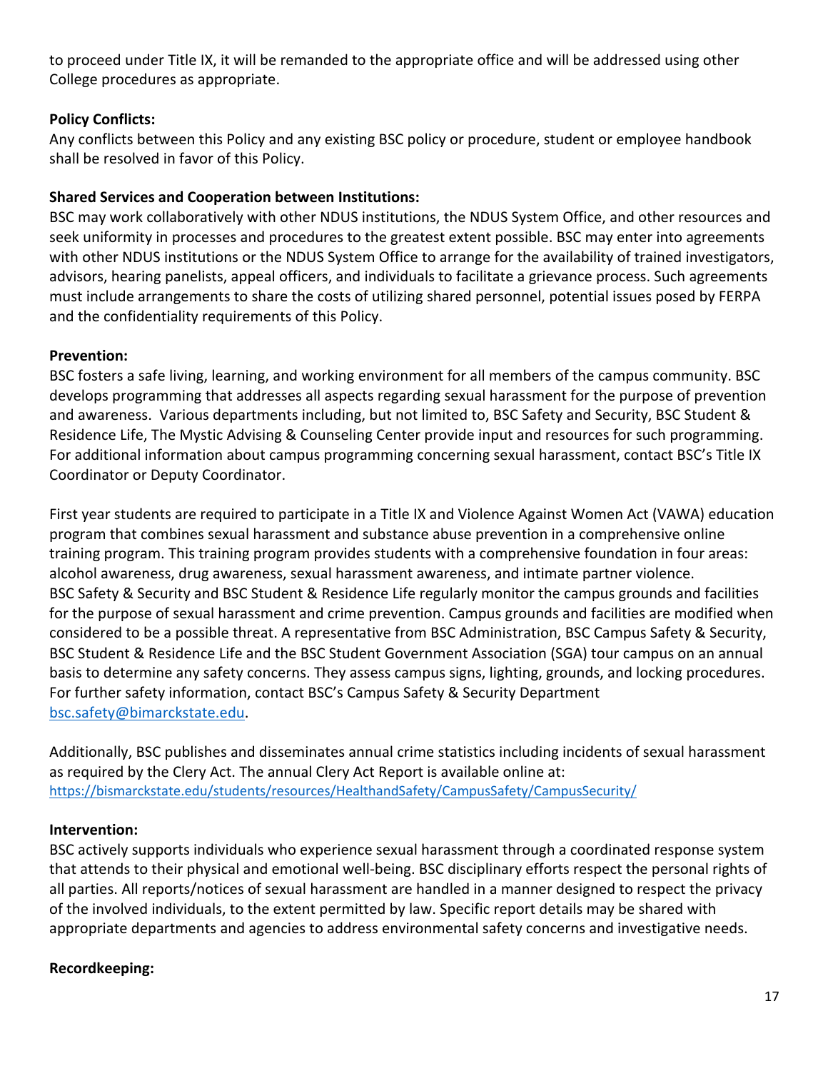to proceed under Title IX, it will be remanded to the appropriate office and will be addressed using other College procedures as appropriate.

**Policy Conflicts:**
Any conflicts between this Policy and any existing BSC policy or procedure, student or employee handbook shall be resolved in favor of this Policy.

**Shared Services and Cooperation between Institutions:**
BSC may work collaboratively with other NDUS institutions, the NDUS System Office, and other resources and seek uniformity in processes and procedures to the greatest extent possible. BSC may enter into agreements with other NDUS institutions or the NDUS System Office to arrange for the availability of trained investigators, advisors, hearing panelists, appeal officers, and individuals to facilitate a grievance process. Such agreements must include arrangements to share the costs of utilizing shared personnel, potential issues posed by FERPA and the confidentiality requirements of this Policy.

**Prevention:**
BSC fosters a safe living, learning, and working environment for all members of the campus community. BSC develops programming that addresses all aspects regarding sexual harassment for the purpose of prevention and awareness. Various departments including, but not limited to, BSC Safety and Security, BSC Student & Residence Life, The Mystic Advising & Counseling Center provide input and resources for such programming. For additional information about campus programming concerning sexual harassment, contact BSC's Title IX Coordinator or Deputy Coordinator.

First year students are required to participate in a Title IX and Violence Against Women Act (VAWA) education program that combines sexual harassment and substance abuse prevention in a comprehensive online training program. This training program provides students with a comprehensive foundation in four areas: alcohol awareness, drug awareness, sexual harassment awareness, and intimate partner violence. BSC Safety & Security and BSC Student & Residence Life regularly monitor the campus grounds and facilities for the purpose of sexual harassment and crime prevention. Campus grounds and facilities are modified when considered to be a possible threat. A representative from BSC Administration, BSC Campus Safety & Security, BSC Student & Residence Life and the BSC Student Government Association (SGA) tour campus on an annual basis to determine any safety concerns. They assess campus signs, lighting, grounds, and locking procedures. For further safety information, contact BSC's Campus Safety & Security Department bsc.safety@bimarckstate.edu.

Additionally, BSC publishes and disseminates annual crime statistics including incidents of sexual harassment as required by the Clery Act. The annual Clery Act Report is available online at: https://bismarckstate.edu/students/resources/HealthandSafety/CampusSafety/CampusSecurity/

**Intervention:**
BSC actively supports individuals who experience sexual harassment through a coordinated response system that attends to their physical and emotional well-being. BSC disciplinary efforts respect the personal rights of all parties. All reports/notices of sexual harassment are handled in a manner designed to respect the privacy of the involved individuals, to the extent permitted by law. Specific report details may be shared with appropriate departments and agencies to address environmental safety concerns and investigative needs.

**Recordkeeping:**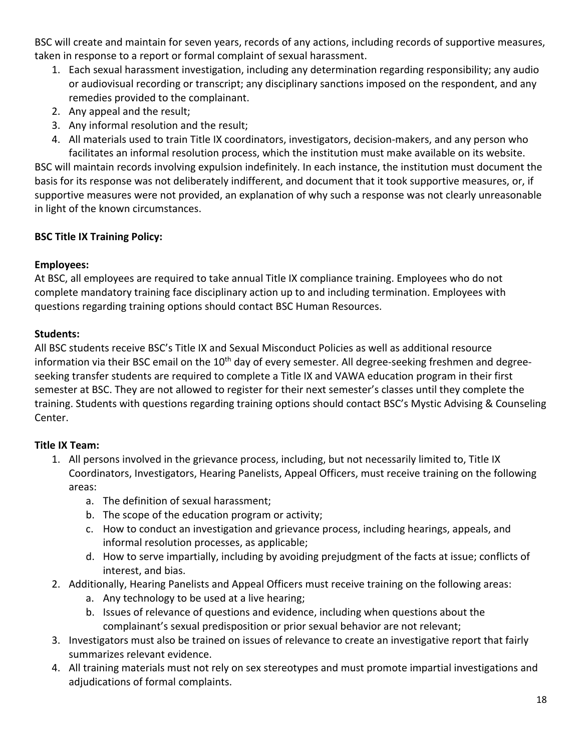BSC will create and maintain for seven years, records of any actions, including records of supportive measures, taken in response to a report or formal complaint of sexual harassment.

1. Each sexual harassment investigation, including any determination regarding responsibility; any audio or audiovisual recording or transcript; any disciplinary sanctions imposed on the respondent, and any remedies provided to the complainant.
2. Any appeal and the result;
3. Any informal resolution and the result;
4. All materials used to train Title IX coordinators, investigators, decision-makers, and any person who facilitates an informal resolution process, which the institution must make available on its website.

BSC will maintain records involving expulsion indefinitely. In each instance, the institution must document the basis for its response was not deliberately indifferent, and document that it took supportive measures, or, if supportive measures were not provided, an explanation of why such a response was not clearly unreasonable in light of the known circumstances.

**BSC Title IX Training Policy:**

**Employees:**
At BSC, all employees are required to take annual Title IX compliance training. Employees who do not complete mandatory training face disciplinary action up to and including termination. Employees with questions regarding training options should contact BSC Human Resources.

**Students:**
All BSC students receive BSC's Title IX and Sexual Misconduct Policies as well as additional resource information via their BSC email on the 10th day of every semester. All degree-seeking freshmen and degree-seeking transfer students are required to complete a Title IX and VAWA education program in their first semester at BSC. They are not allowed to register for their next semester's classes until they complete the training. Students with questions regarding training options should contact BSC's Mystic Advising & Counseling Center.

**Title IX Team:**

1. All persons involved in the grievance process, including, but not necessarily limited to, Title IX Coordinators, Investigators, Hearing Panelists, Appeal Officers, must receive training on the following areas:
   a. The definition of sexual harassment;
   b. The scope of the education program or activity;
   c. How to conduct an investigation and grievance process, including hearings, appeals, and informal resolution processes, as applicable;
   d. How to serve impartially, including by avoiding prejudgment of the facts at issue; conflicts of interest, and bias.
2. Additionally, Hearing Panelists and Appeal Officers must receive training on the following areas:
   a. Any technology to be used at a live hearing;
   b. Issues of relevance of questions and evidence, including when questions about the complainant's sexual predisposition or prior sexual behavior are not relevant;
3. Investigators must also be trained on issues of relevance to create an investigative report that fairly summarizes relevant evidence.
4. All training materials must not rely on sex stereotypes and must promote impartial investigations and adjudications of formal complaints.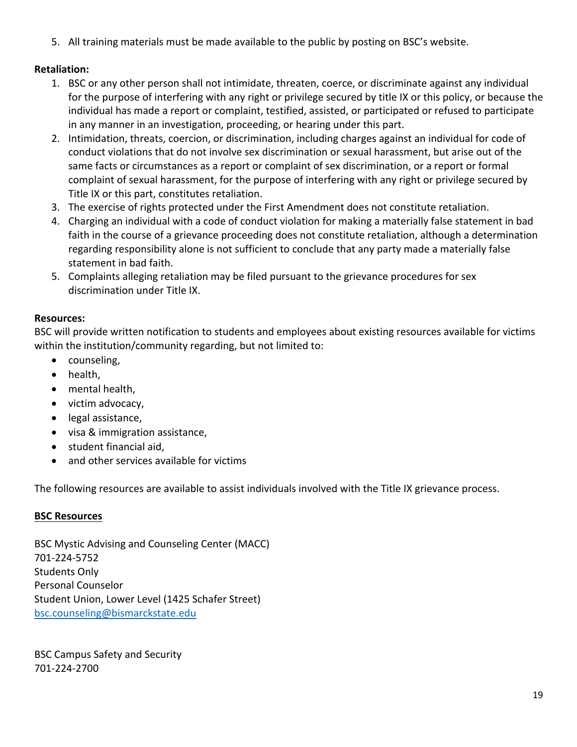5. All training materials must be made available to the public by posting on BSC's website.

**Retaliation:**

1. BSC or any other person shall not intimidate, threaten, coerce, or discriminate against any individual for the purpose of interfering with any right or privilege secured by title IX or this policy, or because the individual has made a report or complaint, testified, assisted, or participated or refused to participate in any manner in an investigation, proceeding, or hearing under this part.
2. Intimidation, threats, coercion, or discrimination, including charges against an individual for code of conduct violations that do not involve sex discrimination or sexual harassment, but arise out of the same facts or circumstances as a report or complaint of sex discrimination, or a report or formal complaint of sexual harassment, for the purpose of interfering with any right or privilege secured by Title IX or this part, constitutes retaliation.
3. The exercise of rights protected under the First Amendment does not constitute retaliation.
4. Charging an individual with a code of conduct violation for making a materially false statement in bad faith in the course of a grievance proceeding does not constitute retaliation, although a determination regarding responsibility alone is not sufficient to conclude that any party made a materially false statement in bad faith.
5. Complaints alleging retaliation may be filed pursuant to the grievance procedures for sex discrimination under Title IX.

**Resources:**

BSC will provide written notification to students and employees about existing resources available for victims within the institution/community regarding, but not limited to:

- counseling,
- health,
- mental health,
- victim advocacy,
- legal assistance,
- visa & immigration assistance,
- student financial aid,
- and other services available for victims

The following resources are available to assist individuals involved with the Title IX grievance process.

**BSC Resources**

BSC Mystic Advising and Counseling Center (MACC)
701-224-5752
Students Only
Personal Counselor
Student Union, Lower Level (1425 Schafer Street)
bsc.counseling@bismarckstate.edu

BSC Campus Safety and Security
701-224-2700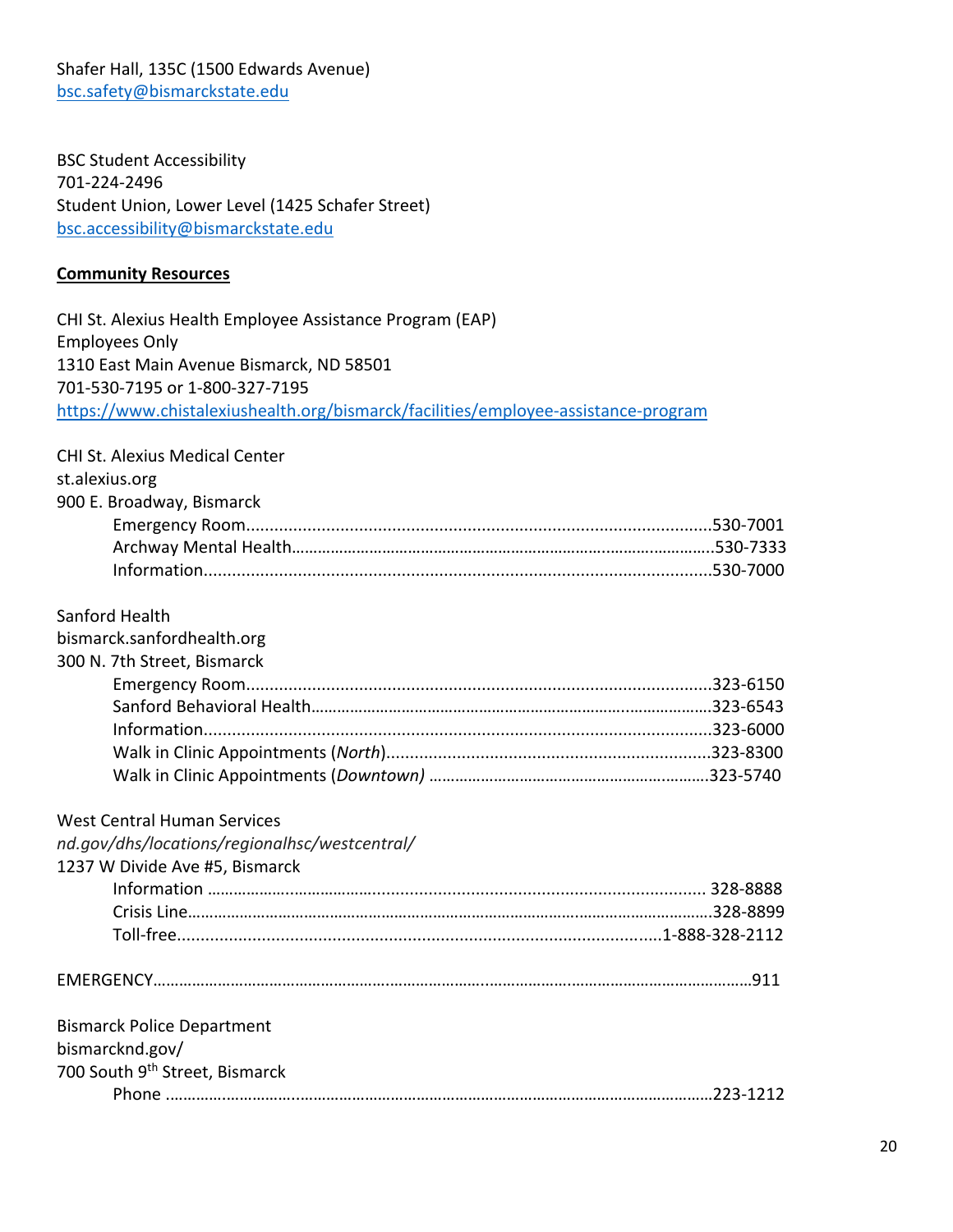Shafer Hall, 135C (1500 Edwards Avenue)
bsc.safety@bismarckstate.edu

BSC Student Accessibility
701-224-2496
Student Union, Lower Level (1425 Schafer Street)
bsc.accessibility@bismarckstate.edu

**Community Resources**

CHI St. Alexius Health Employee Assistance Program (EAP)
Employees Only
1310 East Main Avenue Bismarck, ND 58501
701-530-7195 or 1-800-327-7195
https://www.chistalexiushealth.org/bismarck/facilities/employee-assistance-program

CHI St. Alexius Medical Center
st.alexius.org
900 E. Broadway, Bismarck

- Emergency Room....................530-7001
- Archway Mental Health....................530-7333
- Information....................530-7000

Sanford Health
bismarck.sanfordhealth.org
300 N. 7th Street, Bismarck

- Emergency Room....................323-6150
- Sanford Behavioral Health....................323-6543
- Information....................323-6000
- Walk in Clinic Appointments (*North*)....................323-8300
- Walk in Clinic Appointments (*Downtown)* ....................323-5740

West Central Human Services
*nd.gov/dhs/locations/regionalhsc/westcentral/*
1237 W Divide Ave #5, Bismarck

- Information .................... 328-8888
- Crisis Line....................328-8899
- Toll-free....................1-888-328-2112

EMERGENCY....................911

Bismarck Police Department
bismarcknd.gov/
700 South 9th Street, Bismarck

- Phone ....................223-1212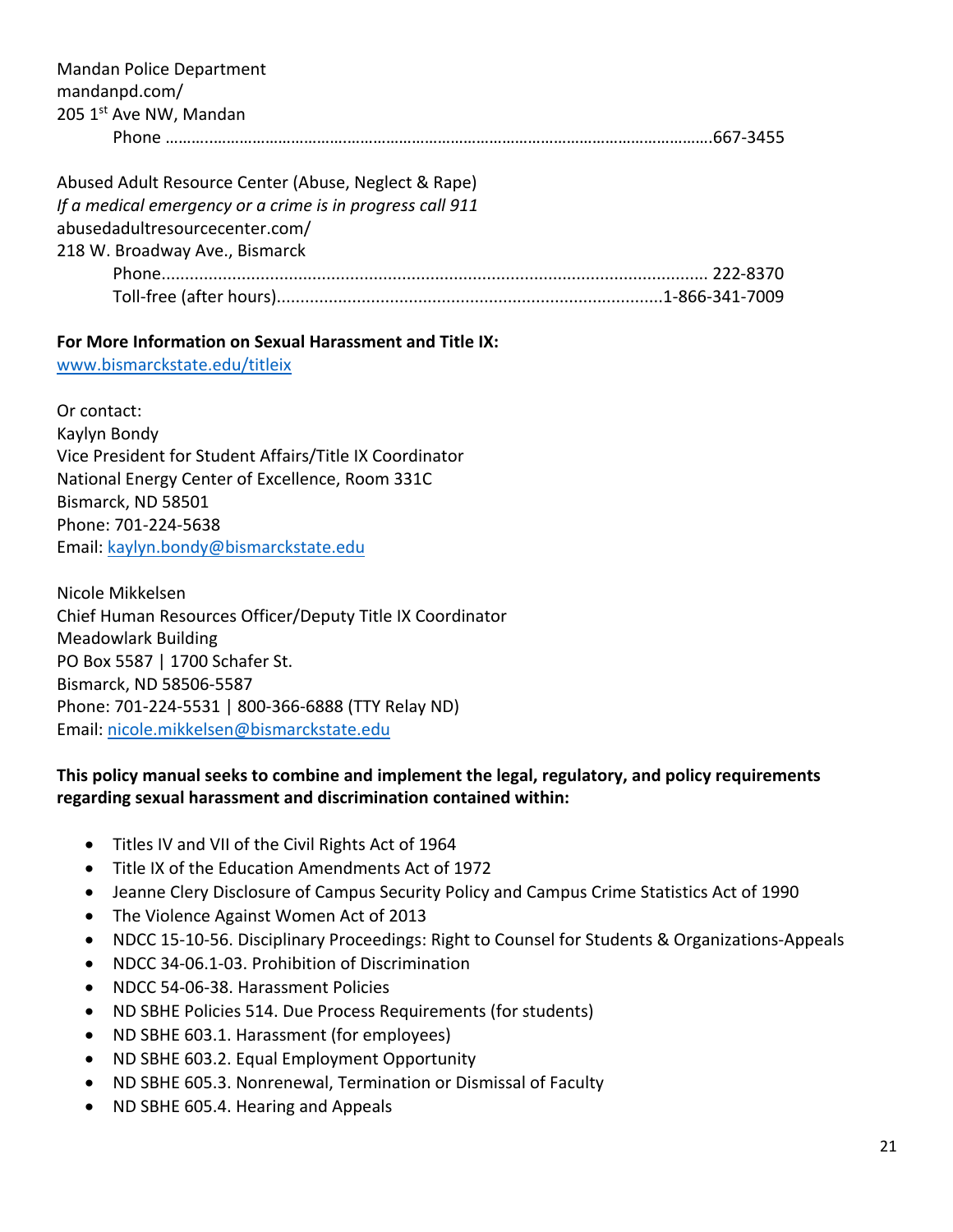Mandan Police Department
mandanpd.com/
205 1st Ave NW, Mandan
Phone …………………………………………………………………………………………………………….667-3455

Abused Adult Resource Center (Abuse, Neglect & Rape)
*If a medical emergency or a crime is in progress call 911*
abusedadultresourcecenter.com/
218 W. Broadway Ave., Bismarck
Phone................................................................................................................. 222-8370
Toll-free (after hours)................................................................................1-866-341-7009

**For More Information on Sexual Harassment and Title IX:**
[www.bismarckstate.edu/titleix](www.bismarckstate.edu/titleix)

Or contact:
Kaylyn Bondy
Vice President for Student Affairs/Title IX Coordinator
National Energy Center of Excellence, Room 331C
Bismarck, ND 58501
Phone: 701-224-5638
Email: [kaylyn.bondy@bismarckstate.edu](mailto:kaylyn.bondy@bismarckstate.edu)

Nicole Mikkelsen
Chief Human Resources Officer/Deputy Title IX Coordinator
Meadowlark Building
PO Box 5587 | 1700 Schafer St.
Bismarck, ND 58506-5587
Phone: 701-224-5531 | 800-366-6888 (TTY Relay ND)
Email: [nicole.mikkelsen@bismarckstate.edu](mailto:nicole.mikkelsen@bismarckstate.edu)

**This policy manual seeks to combine and implement the legal, regulatory, and policy requirements regarding sexual harassment and discrimination contained within:**

- Titles IV and VII of the Civil Rights Act of 1964
- Title IX of the Education Amendments Act of 1972
- Jeanne Clery Disclosure of Campus Security Policy and Campus Crime Statistics Act of 1990
- The Violence Against Women Act of 2013
- NDCC 15-10-56. Disciplinary Proceedings: Right to Counsel for Students & Organizations-Appeals
- NDCC 34-06.1-03. Prohibition of Discrimination
- NDCC 54-06-38. Harassment Policies
- ND SBHE Policies 514. Due Process Requirements (for students)
- ND SBHE 603.1. Harassment (for employees)
- ND SBHE 603.2. Equal Employment Opportunity
- ND SBHE 605.3. Nonrenewal, Termination or Dismissal of Faculty
- ND SBHE 605.4. Hearing and Appeals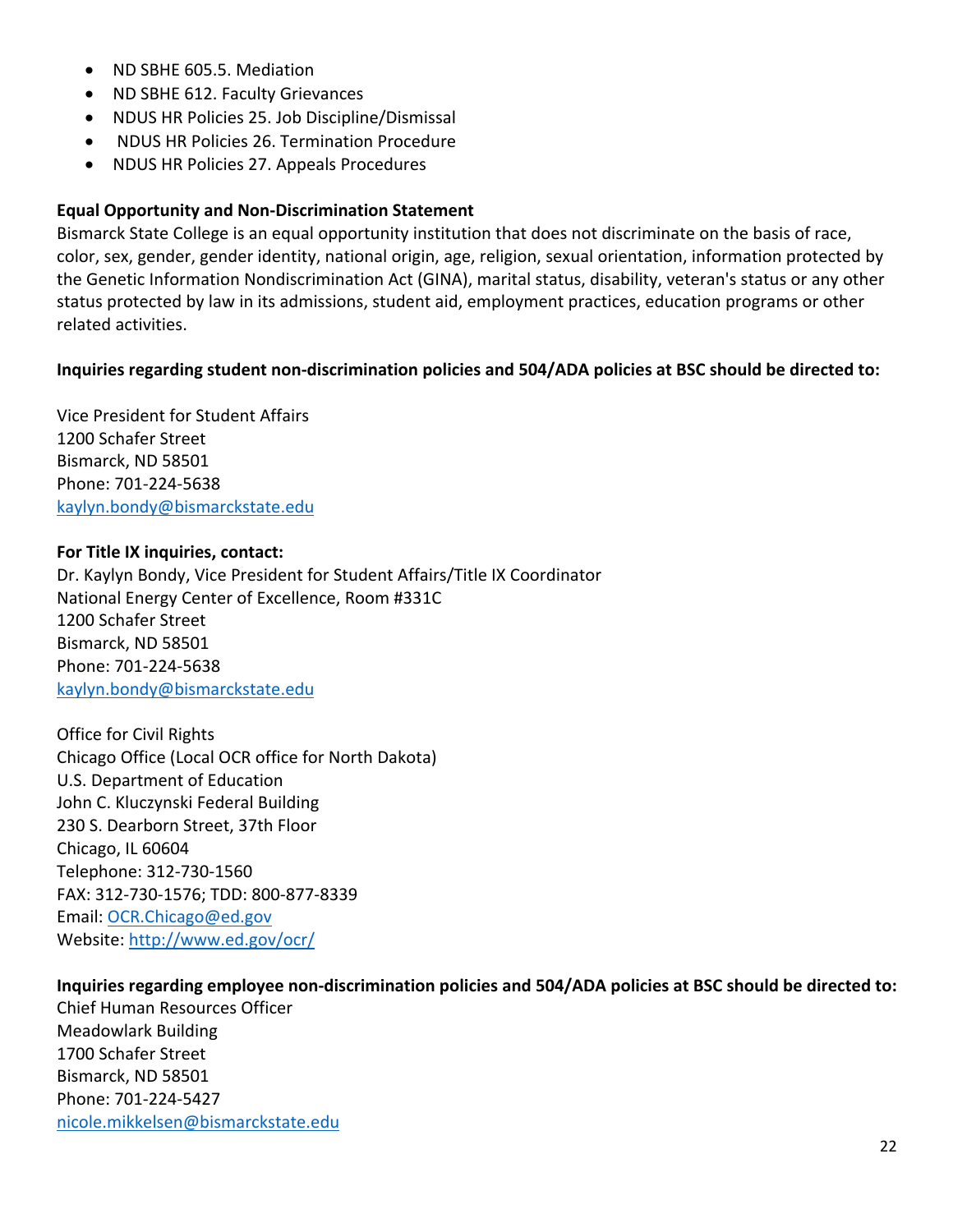- ND SBHE 605.5. Mediation
- ND SBHE 612. Faculty Grievances
- NDUS HR Policies 25. Job Discipline/Dismissal
- NDUS HR Policies 26. Termination Procedure
- NDUS HR Policies 27. Appeals Procedures

**Equal Opportunity and Non-Discrimination Statement**

Bismarck State College is an equal opportunity institution that does not discriminate on the basis of race, color, sex, gender, gender identity, national origin, age, religion, sexual orientation, information protected by the Genetic Information Nondiscrimination Act (GINA), marital status, disability, veteran's status or any other status protected by law in its admissions, student aid, employment practices, education programs or other related activities.

**Inquiries regarding student non-discrimination policies and 504/ADA policies at BSC should be directed to:**

Vice President for Student Affairs
1200 Schafer Street
Bismarck, ND 58501
Phone: 701-224-5638
kaylyn.bondy@bismarckstate.edu

**For Title IX inquiries, contact:**
Dr. Kaylyn Bondy, Vice President for Student Affairs/Title IX Coordinator
National Energy Center of Excellence, Room #331C
1200 Schafer Street
Bismarck, ND 58501
Phone: 701-224-5638
kaylyn.bondy@bismarckstate.edu

Office for Civil Rights
Chicago Office (Local OCR office for North Dakota)
U.S. Department of Education
John C. Kluczynski Federal Building
230 S. Dearborn Street, 37th Floor
Chicago, IL 60604
Telephone: 312-730-1560
FAX: 312-730-1576; TDD: 800-877-8339
Email: OCR.Chicago@ed.gov
Website: http://www.ed.gov/ocr/

**Inquiries regarding employee non-discrimination policies and 504/ADA policies at BSC should be directed to:**
Chief Human Resources Officer
Meadowlark Building
1700 Schafer Street
Bismarck, ND 58501
Phone: 701-224-5427
nicole.mikkelsen@bismarckstate.edu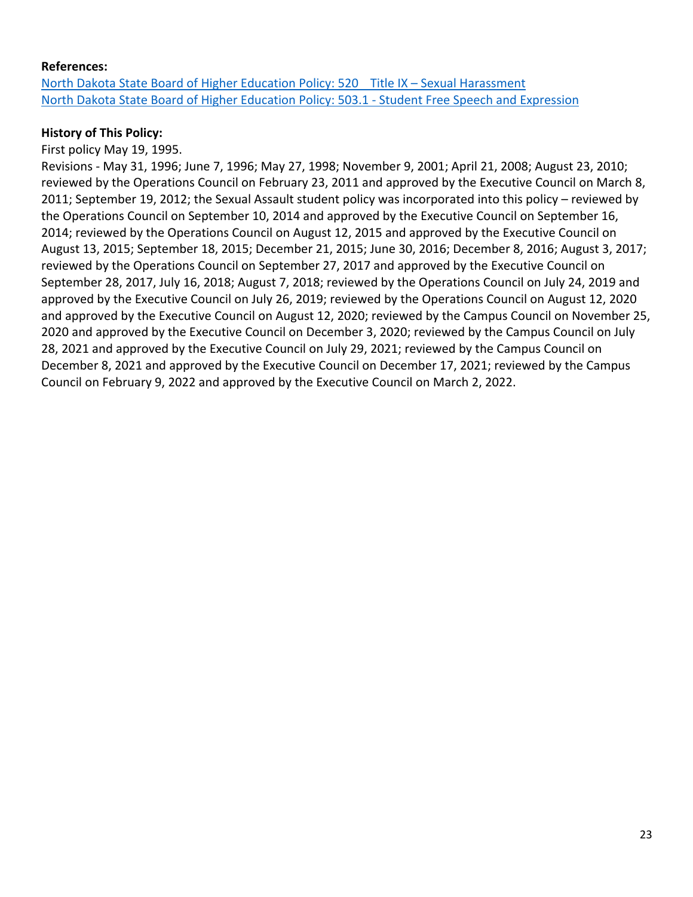**References:**

North Dakota State Board of Higher Education Policy: 520 Title IX – Sexual Harassment
North Dakota State Board of Higher Education Policy: 503.1 - Student Free Speech and Expression

**History of This Policy:**

First policy May 19, 1995.

Revisions - May 31, 1996; June 7, 1996; May 27, 1998; November 9, 2001; April 21, 2008; August 23, 2010; reviewed by the Operations Council on February 23, 2011 and approved by the Executive Council on March 8, 2011; September 19, 2012; the Sexual Assault student policy was incorporated into this policy – reviewed by the Operations Council on September 10, 2014 and approved by the Executive Council on September 16, 2014; reviewed by the Operations Council on August 12, 2015 and approved by the Executive Council on August 13, 2015; September 18, 2015; December 21, 2015; June 30, 2016; December 8, 2016; August 3, 2017; reviewed by the Operations Council on September 27, 2017 and approved by the Executive Council on September 28, 2017, July 16, 2018; August 7, 2018; reviewed by the Operations Council on July 24, 2019 and approved by the Executive Council on July 26, 2019; reviewed by the Operations Council on August 12, 2020 and approved by the Executive Council on August 12, 2020; reviewed by the Campus Council on November 25, 2020 and approved by the Executive Council on December 3, 2020; reviewed by the Campus Council on July 28, 2021 and approved by the Executive Council on July 29, 2021; reviewed by the Campus Council on December 8, 2021 and approved by the Executive Council on December 17, 2021; reviewed by the Campus Council on February 9, 2022 and approved by the Executive Council on March 2, 2022.